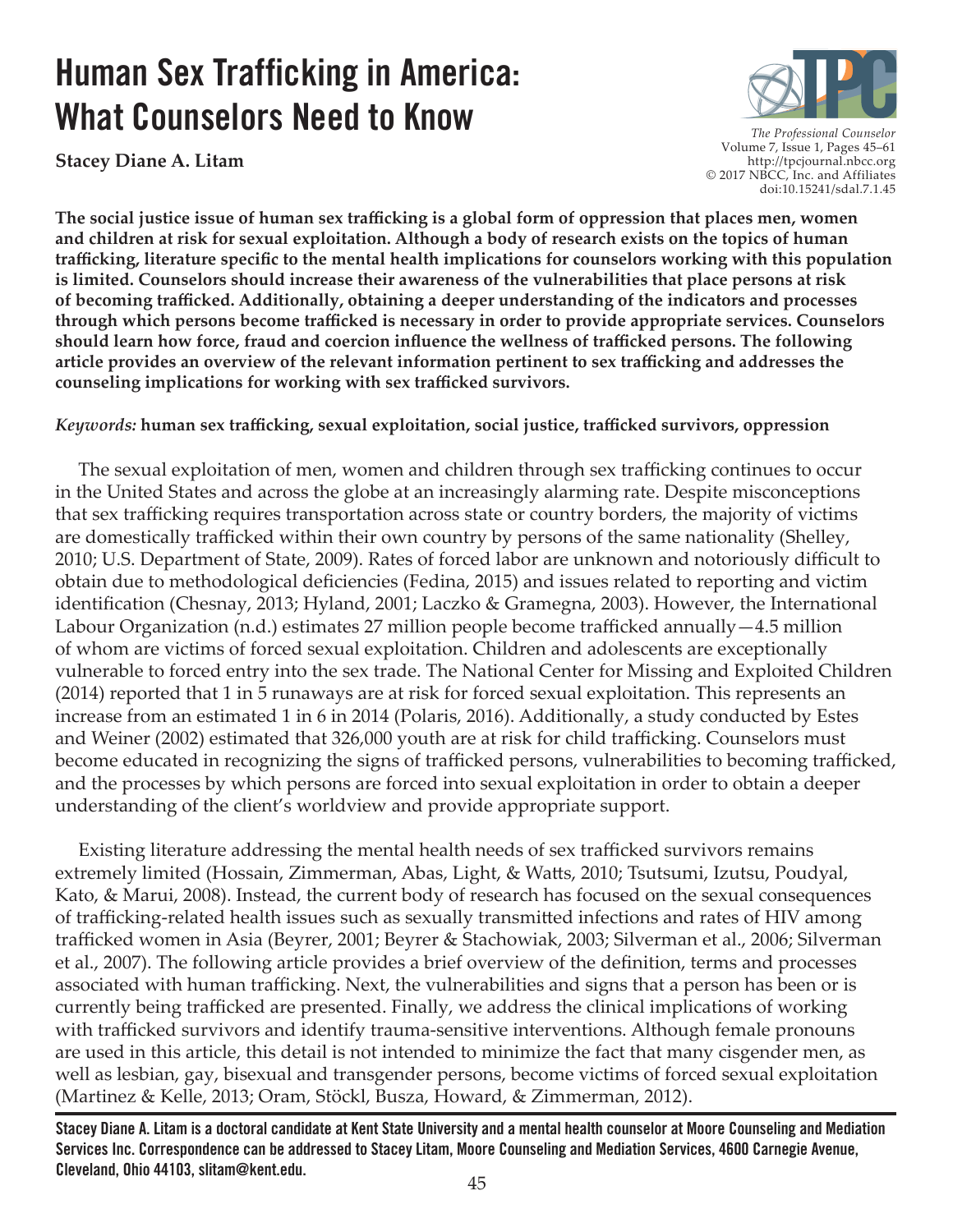# Human Sex Trafficking in America: What Counselors Need to Know

**Stacey Diane A. Litam**

*The Professional Counselor*
Volume 7, Issue 1, Pages 45–61
http://tpcjournal.nbcc.org
© 2017 NBCC, Inc. and Affiliates
doi:10.15241/sdal.7.1.45

**The social justice issue of human sex trafficking is a global form of oppression that places men, women and children at risk for sexual exploitation. Although a body of research exists on the topics of human trafficking, literature specific to the mental health implications for counselors working with this population is limited. Counselors should increase their awareness of the vulnerabilities that place persons at risk of becoming trafficked. Additionally, obtaining a deeper understanding of the indicators and processes through which persons become trafficked is necessary in order to provide appropriate services. Counselors should learn how force, fraud and coercion influence the wellness of trafficked persons. The following article provides an overview of the relevant information pertinent to sex trafficking and addresses the counseling implications for working with sex trafficked survivors.**

*Keywords:* **human sex trafficking, sexual exploitation, social justice, trafficked survivors, oppression**

The sexual exploitation of men, women and children through sex trafficking continues to occur in the United States and across the globe at an increasingly alarming rate. Despite misconceptions that sex trafficking requires transportation across state or country borders, the majority of victims are domestically trafficked within their own country by persons of the same nationality (Shelley, 2010; U.S. Department of State, 2009). Rates of forced labor are unknown and notoriously difficult to obtain due to methodological deficiencies (Fedina, 2015) and issues related to reporting and victim identification (Chesnay, 2013; Hyland, 2001; Laczko & Gramegna, 2003). However, the International Labour Organization (n.d.) estimates 27 million people become trafficked annually—4.5 million of whom are victims of forced sexual exploitation. Children and adolescents are exceptionally vulnerable to forced entry into the sex trade. The National Center for Missing and Exploited Children (2014) reported that 1 in 5 runaways are at risk for forced sexual exploitation. This represents an increase from an estimated 1 in 6 in 2014 (Polaris, 2016). Additionally, a study conducted by Estes and Weiner (2002) estimated that 326,000 youth are at risk for child trafficking. Counselors must become educated in recognizing the signs of trafficked persons, vulnerabilities to becoming trafficked, and the processes by which persons are forced into sexual exploitation in order to obtain a deeper understanding of the client's worldview and provide appropriate support.

Existing literature addressing the mental health needs of sex trafficked survivors remains extremely limited (Hossain, Zimmerman, Abas, Light, & Watts, 2010; Tsutsumi, Izutsu, Poudyal, Kato, & Marui, 2008). Instead, the current body of research has focused on the sexual consequences of trafficking-related health issues such as sexually transmitted infections and rates of HIV among trafficked women in Asia (Beyrer, 2001; Beyrer & Stachowiak, 2003; Silverman et al., 2006; Silverman et al., 2007). The following article provides a brief overview of the definition, terms and processes associated with human trafficking. Next, the vulnerabilities and signs that a person has been or is currently being trafficked are presented. Finally, we address the clinical implications of working with trafficked survivors and identify trauma-sensitive interventions. Although female pronouns are used in this article, this detail is not intended to minimize the fact that many cisgender men, as well as lesbian, gay, bisexual and transgender persons, become victims of forced sexual exploitation (Martinez & Kelle, 2013; Oram, Stöckl, Busza, Howard, & Zimmerman, 2012).

**Stacey Diane A. Litam is a doctoral candidate at Kent State University and a mental health counselor at Moore Counseling and Mediation Services Inc. Correspondence can be addressed to Stacey Litam, Moore Counseling and Mediation Services, 4600 Carnegie Avenue, Cleveland, Ohio 44103, slitam@kent.edu.**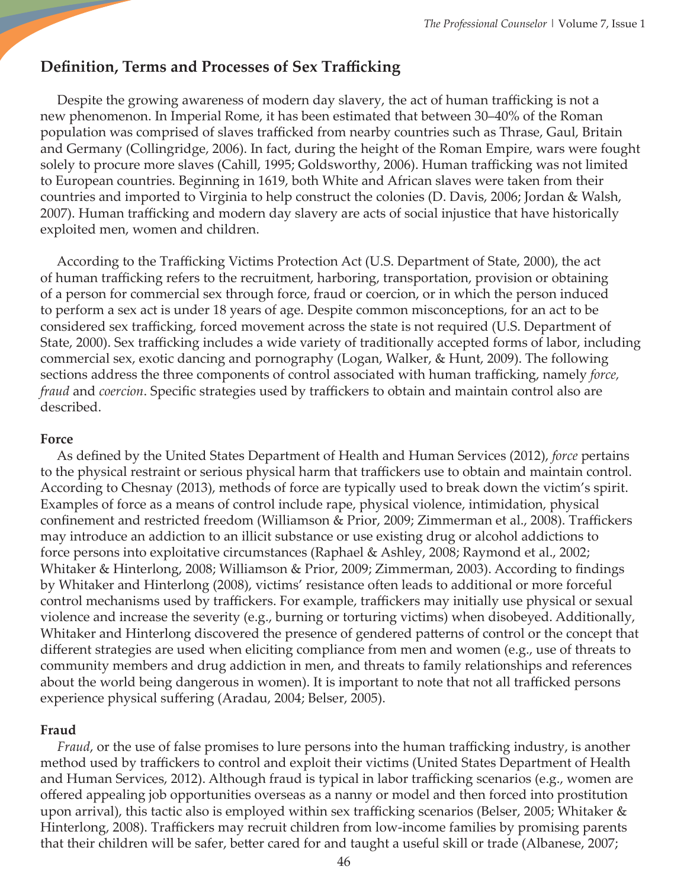## Definition, Terms and Processes of Sex Trafficking

Despite the growing awareness of modern day slavery, the act of human trafficking is not a new phenomenon. In Imperial Rome, it has been estimated that between 30–40% of the Roman population was comprised of slaves trafficked from nearby countries such as Thrase, Gaul, Britain and Germany (Collingridge, 2006). In fact, during the height of the Roman Empire, wars were fought solely to procure more slaves (Cahill, 1995; Goldsworthy, 2006). Human trafficking was not limited to European countries. Beginning in 1619, both White and African slaves were taken from their countries and imported to Virginia to help construct the colonies (D. Davis, 2006; Jordan & Walsh, 2007). Human trafficking and modern day slavery are acts of social injustice that have historically exploited men, women and children.

According to the Trafficking Victims Protection Act (U.S. Department of State, 2000), the act of human trafficking refers to the recruitment, harboring, transportation, provision or obtaining of a person for commercial sex through force, fraud or coercion, or in which the person induced to perform a sex act is under 18 years of age. Despite common misconceptions, for an act to be considered sex trafficking, forced movement across the state is not required (U.S. Department of State, 2000). Sex trafficking includes a wide variety of traditionally accepted forms of labor, including commercial sex, exotic dancing and pornography (Logan, Walker, & Hunt, 2009). The following sections address the three components of control associated with human trafficking, namely *force, fraud* and *coercion*. Specific strategies used by traffickers to obtain and maintain control also are described.

### Force

As defined by the United States Department of Health and Human Services (2012), *force* pertains to the physical restraint or serious physical harm that traffickers use to obtain and maintain control. According to Chesnay (2013), methods of force are typically used to break down the victim's spirit. Examples of force as a means of control include rape, physical violence, intimidation, physical confinement and restricted freedom (Williamson & Prior, 2009; Zimmerman et al., 2008). Traffickers may introduce an addiction to an illicit substance or use existing drug or alcohol addictions to force persons into exploitative circumstances (Raphael & Ashley, 2008; Raymond et al., 2002; Whitaker & Hinterlong, 2008; Williamson & Prior, 2009; Zimmerman, 2003). According to findings by Whitaker and Hinterlong (2008), victims' resistance often leads to additional or more forceful control mechanisms used by traffickers. For example, traffickers may initially use physical or sexual violence and increase the severity (e.g., burning or torturing victims) when disobeyed. Additionally, Whitaker and Hinterlong discovered the presence of gendered patterns of control or the concept that different strategies are used when eliciting compliance from men and women (e.g., use of threats to community members and drug addiction in men, and threats to family relationships and references about the world being dangerous in women). It is important to note that not all trafficked persons experience physical suffering (Aradau, 2004; Belser, 2005).

### Fraud

*Fraud*, or the use of false promises to lure persons into the human trafficking industry, is another method used by traffickers to control and exploit their victims (United States Department of Health and Human Services, 2012). Although fraud is typical in labor trafficking scenarios (e.g., women are offered appealing job opportunities overseas as a nanny or model and then forced into prostitution upon arrival), this tactic also is employed within sex trafficking scenarios (Belser, 2005; Whitaker & Hinterlong, 2008). Traffickers may recruit children from low-income families by promising parents that their children will be safer, better cared for and taught a useful skill or trade (Albanese, 2007;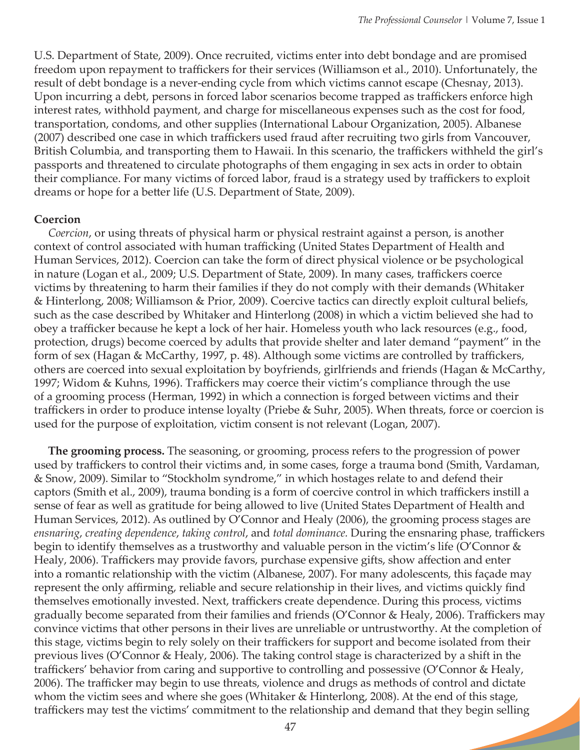U.S. Department of State, 2009). Once recruited, victims enter into debt bondage and are promised freedom upon repayment to traffickers for their services (Williamson et al., 2010). Unfortunately, the result of debt bondage is a never-ending cycle from which victims cannot escape (Chesnay, 2013). Upon incurring a debt, persons in forced labor scenarios become trapped as traffickers enforce high interest rates, withhold payment, and charge for miscellaneous expenses such as the cost for food, transportation, condoms, and other supplies (International Labour Organization, 2005). Albanese (2007) described one case in which traffickers used fraud after recruiting two girls from Vancouver, British Columbia, and transporting them to Hawaii. In this scenario, the traffickers withheld the girl's passports and threatened to circulate photographs of them engaging in sex acts in order to obtain their compliance. For many victims of forced labor, fraud is a strategy used by traffickers to exploit dreams or hope for a better life (U.S. Department of State, 2009).

**Coercion**

*Coercion*, or using threats of physical harm or physical restraint against a person, is another context of control associated with human trafficking (United States Department of Health and Human Services, 2012). Coercion can take the form of direct physical violence or be psychological in nature (Logan et al., 2009; U.S. Department of State, 2009). In many cases, traffickers coerce victims by threatening to harm their families if they do not comply with their demands (Whitaker & Hinterlong, 2008; Williamson & Prior, 2009). Coercive tactics can directly exploit cultural beliefs, such as the case described by Whitaker and Hinterlong (2008) in which a victim believed she had to obey a trafficker because he kept a lock of her hair. Homeless youth who lack resources (e.g., food, protection, drugs) become coerced by adults that provide shelter and later demand "payment" in the form of sex (Hagan & McCarthy, 1997, p. 48). Although some victims are controlled by traffickers, others are coerced into sexual exploitation by boyfriends, girlfriends and friends (Hagan & McCarthy, 1997; Widom & Kuhns, 1996). Traffickers may coerce their victim's compliance through the use of a grooming process (Herman, 1992) in which a connection is forged between victims and their traffickers in order to produce intense loyalty (Priebe & Suhr, 2005). When threats, force or coercion is used for the purpose of exploitation, victim consent is not relevant (Logan, 2007).

**The grooming process.** The seasoning, or grooming, process refers to the progression of power used by traffickers to control their victims and, in some cases, forge a trauma bond (Smith, Vardaman, & Snow, 2009). Similar to "Stockholm syndrome," in which hostages relate to and defend their captors (Smith et al., 2009), trauma bonding is a form of coercive control in which traffickers instill a sense of fear as well as gratitude for being allowed to live (United States Department of Health and Human Services, 2012). As outlined by O'Connor and Healy (2006), the grooming process stages are *ensnaring*, *creating dependence*, *taking control*, and *total dominance.* During the ensnaring phase, traffickers begin to identify themselves as a trustworthy and valuable person in the victim's life (O'Connor & Healy, 2006). Traffickers may provide favors, purchase expensive gifts, show affection and enter into a romantic relationship with the victim (Albanese, 2007). For many adolescents, this façade may represent the only affirming, reliable and secure relationship in their lives, and victims quickly find themselves emotionally invested. Next, traffickers create dependence. During this process, victims gradually become separated from their families and friends (O'Connor & Healy, 2006). Traffickers may convince victims that other persons in their lives are unreliable or untrustworthy. At the completion of this stage, victims begin to rely solely on their traffickers for support and become isolated from their previous lives (O'Connor & Healy, 2006). The taking control stage is characterized by a shift in the traffickers' behavior from caring and supportive to controlling and possessive (O'Connor & Healy, 2006). The trafficker may begin to use threats, violence and drugs as methods of control and dictate whom the victim sees and where she goes (Whitaker & Hinterlong, 2008). At the end of this stage, traffickers may test the victims' commitment to the relationship and demand that they begin selling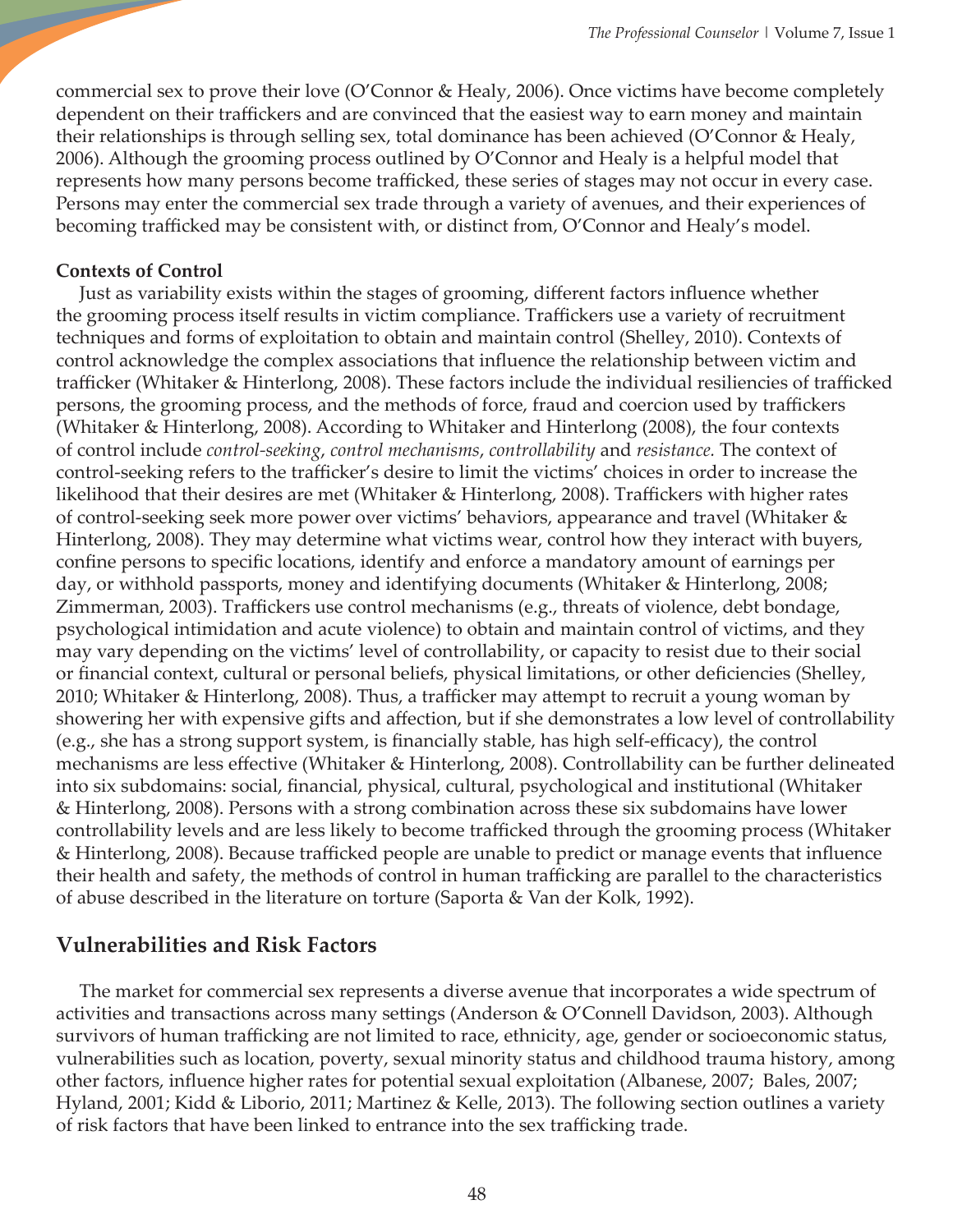commercial sex to prove their love (O'Connor & Healy, 2006). Once victims have become completely dependent on their traffickers and are convinced that the easiest way to earn money and maintain their relationships is through selling sex, total dominance has been achieved (O'Connor & Healy, 2006). Although the grooming process outlined by O'Connor and Healy is a helpful model that represents how many persons become trafficked, these series of stages may not occur in every case. Persons may enter the commercial sex trade through a variety of avenues, and their experiences of becoming trafficked may be consistent with, or distinct from, O'Connor and Healy's model.

### Contexts of Control

Just as variability exists within the stages of grooming, different factors influence whether the grooming process itself results in victim compliance. Traffickers use a variety of recruitment techniques and forms of exploitation to obtain and maintain control (Shelley, 2010). Contexts of control acknowledge the complex associations that influence the relationship between victim and trafficker (Whitaker & Hinterlong, 2008). These factors include the individual resiliencies of trafficked persons, the grooming process, and the methods of force, fraud and coercion used by traffickers (Whitaker & Hinterlong, 2008). According to Whitaker and Hinterlong (2008), the four contexts of control include *control-seeking*, *control mechanisms*, *controllability* and *resistance.* The context of control-seeking refers to the trafficker's desire to limit the victims' choices in order to increase the likelihood that their desires are met (Whitaker & Hinterlong, 2008). Traffickers with higher rates of control-seeking seek more power over victims' behaviors, appearance and travel (Whitaker & Hinterlong, 2008). They may determine what victims wear, control how they interact with buyers, confine persons to specific locations, identify and enforce a mandatory amount of earnings per day, or withhold passports, money and identifying documents (Whitaker & Hinterlong, 2008; Zimmerman, 2003). Traffickers use control mechanisms (e.g., threats of violence, debt bondage, psychological intimidation and acute violence) to obtain and maintain control of victims, and they may vary depending on the victims' level of controllability, or capacity to resist due to their social or financial context, cultural or personal beliefs, physical limitations, or other deficiencies (Shelley, 2010; Whitaker & Hinterlong, 2008). Thus, a trafficker may attempt to recruit a young woman by showering her with expensive gifts and affection, but if she demonstrates a low level of controllability (e.g., she has a strong support system, is financially stable, has high self-efficacy), the control mechanisms are less effective (Whitaker & Hinterlong, 2008). Controllability can be further delineated into six subdomains: social, financial, physical, cultural, psychological and institutional (Whitaker & Hinterlong, 2008). Persons with a strong combination across these six subdomains have lower controllability levels and are less likely to become trafficked through the grooming process (Whitaker & Hinterlong, 2008). Because trafficked people are unable to predict or manage events that influence their health and safety, the methods of control in human trafficking are parallel to the characteristics of abuse described in the literature on torture (Saporta & Van der Kolk, 1992).

## Vulnerabilities and Risk Factors

The market for commercial sex represents a diverse avenue that incorporates a wide spectrum of activities and transactions across many settings (Anderson & O'Connell Davidson, 2003). Although survivors of human trafficking are not limited to race, ethnicity, age, gender or socioeconomic status, vulnerabilities such as location, poverty, sexual minority status and childhood trauma history, among other factors, influence higher rates for potential sexual exploitation (Albanese, 2007; Bales, 2007; Hyland, 2001; Kidd & Liborio, 2011; Martinez & Kelle, 2013). The following section outlines a variety of risk factors that have been linked to entrance into the sex trafficking trade.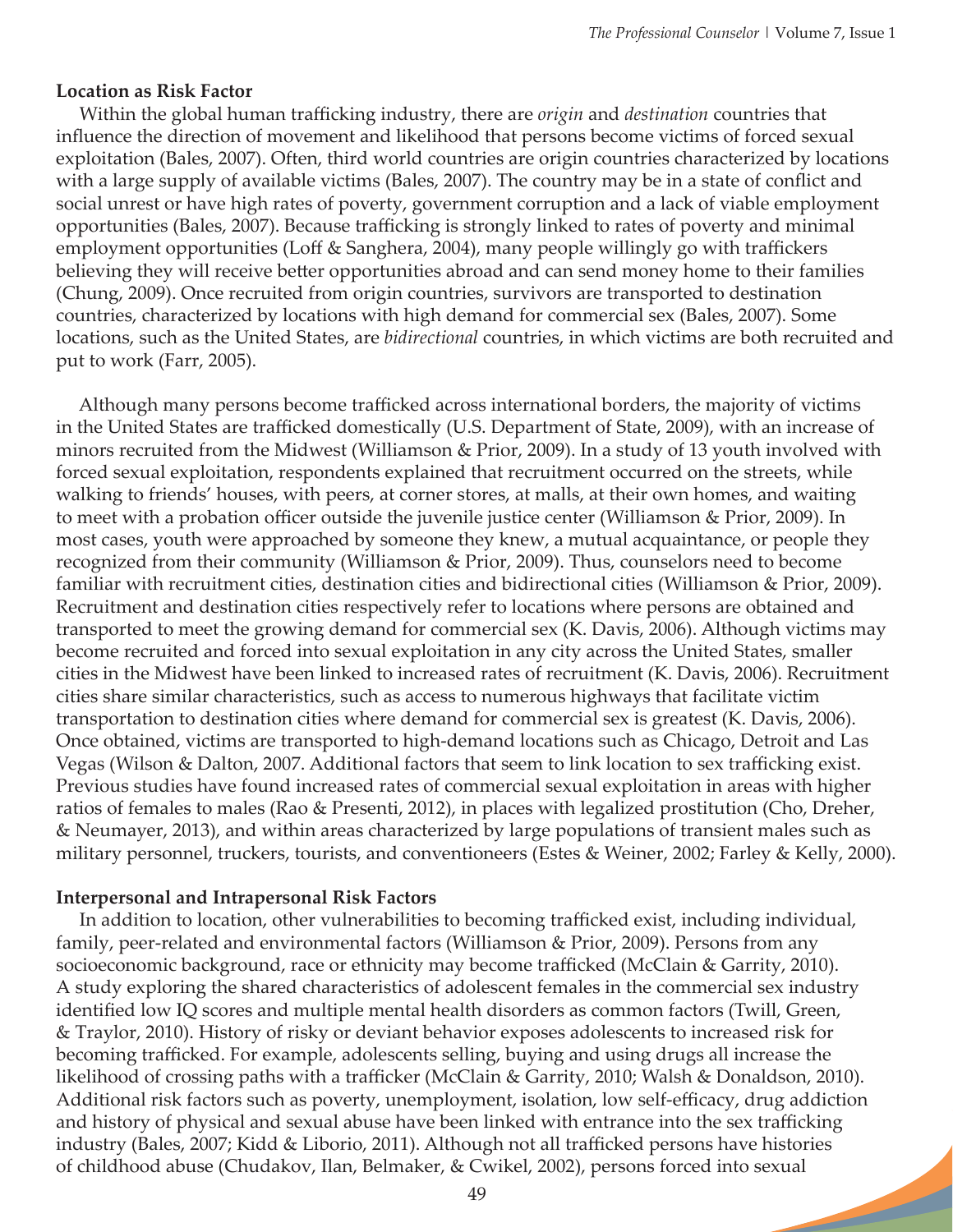**Location as Risk Factor**

Within the global human trafficking industry, there are *origin* and *destination* countries that influence the direction of movement and likelihood that persons become victims of forced sexual exploitation (Bales, 2007). Often, third world countries are origin countries characterized by locations with a large supply of available victims (Bales, 2007). The country may be in a state of conflict and social unrest or have high rates of poverty, government corruption and a lack of viable employment opportunities (Bales, 2007). Because trafficking is strongly linked to rates of poverty and minimal employment opportunities (Loff & Sanghera, 2004), many people willingly go with traffickers believing they will receive better opportunities abroad and can send money home to their families (Chung, 2009). Once recruited from origin countries, survivors are transported to destination countries, characterized by locations with high demand for commercial sex (Bales, 2007). Some locations, such as the United States, are *bidirectional* countries, in which victims are both recruited and put to work (Farr, 2005).

Although many persons become trafficked across international borders, the majority of victims in the United States are trafficked domestically (U.S. Department of State, 2009), with an increase of minors recruited from the Midwest (Williamson & Prior, 2009). In a study of 13 youth involved with forced sexual exploitation, respondents explained that recruitment occurred on the streets, while walking to friends' houses, with peers, at corner stores, at malls, at their own homes, and waiting to meet with a probation officer outside the juvenile justice center (Williamson & Prior, 2009). In most cases, youth were approached by someone they knew, a mutual acquaintance, or people they recognized from their community (Williamson & Prior, 2009). Thus, counselors need to become familiar with recruitment cities, destination cities and bidirectional cities (Williamson & Prior, 2009). Recruitment and destination cities respectively refer to locations where persons are obtained and transported to meet the growing demand for commercial sex (K. Davis, 2006). Although victims may become recruited and forced into sexual exploitation in any city across the United States, smaller cities in the Midwest have been linked to increased rates of recruitment (K. Davis, 2006). Recruitment cities share similar characteristics, such as access to numerous highways that facilitate victim transportation to destination cities where demand for commercial sex is greatest (K. Davis, 2006). Once obtained, victims are transported to high-demand locations such as Chicago, Detroit and Las Vegas (Wilson & Dalton, 2007. Additional factors that seem to link location to sex trafficking exist. Previous studies have found increased rates of commercial sexual exploitation in areas with higher ratios of females to males (Rao & Presenti, 2012), in places with legalized prostitution (Cho, Dreher, & Neumayer, 2013), and within areas characterized by large populations of transient males such as military personnel, truckers, tourists, and conventioneers (Estes & Weiner, 2002; Farley & Kelly, 2000).

**Interpersonal and Intrapersonal Risk Factors**

In addition to location, other vulnerabilities to becoming trafficked exist, including individual, family, peer-related and environmental factors (Williamson & Prior, 2009). Persons from any socioeconomic background, race or ethnicity may become trafficked (McClain & Garrity, 2010). A study exploring the shared characteristics of adolescent females in the commercial sex industry identified low IQ scores and multiple mental health disorders as common factors (Twill, Green, & Traylor, 2010). History of risky or deviant behavior exposes adolescents to increased risk for becoming trafficked. For example, adolescents selling, buying and using drugs all increase the likelihood of crossing paths with a trafficker (McClain & Garrity, 2010; Walsh & Donaldson, 2010). Additional risk factors such as poverty, unemployment, isolation, low self-efficacy, drug addiction and history of physical and sexual abuse have been linked with entrance into the sex trafficking industry (Bales, 2007; Kidd & Liborio, 2011). Although not all trafficked persons have histories of childhood abuse (Chudakov, Ilan, Belmaker, & Cwikel, 2002), persons forced into sexual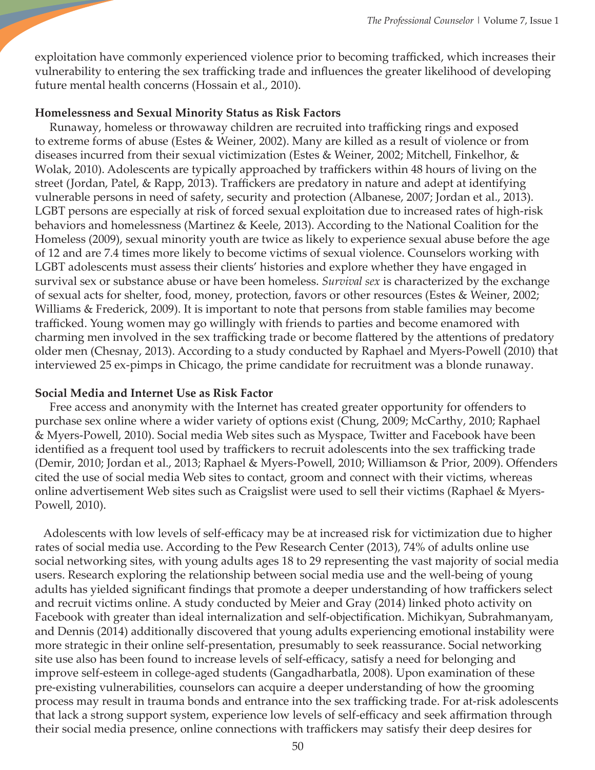exploitation have commonly experienced violence prior to becoming trafficked, which increases their vulnerability to entering the sex trafficking trade and influences the greater likelihood of developing future mental health concerns (Hossain et al., 2010).

### Homelessness and Sexual Minority Status as Risk Factors

Runaway, homeless or throwaway children are recruited into trafficking rings and exposed to extreme forms of abuse (Estes & Weiner, 2002). Many are killed as a result of violence or from diseases incurred from their sexual victimization (Estes & Weiner, 2002; Mitchell, Finkelhor, & Wolak, 2010). Adolescents are typically approached by traffickers within 48 hours of living on the street (Jordan, Patel, & Rapp, 2013). Traffickers are predatory in nature and adept at identifying vulnerable persons in need of safety, security and protection (Albanese, 2007; Jordan et al., 2013). LGBT persons are especially at risk of forced sexual exploitation due to increased rates of high-risk behaviors and homelessness (Martinez & Keele, 2013). According to the National Coalition for the Homeless (2009), sexual minority youth are twice as likely to experience sexual abuse before the age of 12 and are 7.4 times more likely to become victims of sexual violence. Counselors working with LGBT adolescents must assess their clients' histories and explore whether they have engaged in survival sex or substance abuse or have been homeless. *Survival sex* is characterized by the exchange of sexual acts for shelter, food, money, protection, favors or other resources (Estes & Weiner, 2002; Williams & Frederick, 2009). It is important to note that persons from stable families may become trafficked. Young women may go willingly with friends to parties and become enamored with charming men involved in the sex trafficking trade or become flattered by the attentions of predatory older men (Chesnay, 2013). According to a study conducted by Raphael and Myers-Powell (2010) that interviewed 25 ex-pimps in Chicago, the prime candidate for recruitment was a blonde runaway.

### Social Media and Internet Use as Risk Factor

Free access and anonymity with the Internet has created greater opportunity for offenders to purchase sex online where a wider variety of options exist (Chung, 2009; McCarthy, 2010; Raphael & Myers-Powell, 2010). Social media Web sites such as Myspace, Twitter and Facebook have been identified as a frequent tool used by traffickers to recruit adolescents into the sex trafficking trade (Demir, 2010; Jordan et al., 2013; Raphael & Myers-Powell, 2010; Williamson & Prior, 2009). Offenders cited the use of social media Web sites to contact, groom and connect with their victims, whereas online advertisement Web sites such as Craigslist were used to sell their victims (Raphael & Myers-Powell, 2010).

Adolescents with low levels of self-efficacy may be at increased risk for victimization due to higher rates of social media use. According to the Pew Research Center (2013), 74% of adults online use social networking sites, with young adults ages 18 to 29 representing the vast majority of social media users. Research exploring the relationship between social media use and the well-being of young adults has yielded significant findings that promote a deeper understanding of how traffickers select and recruit victims online. A study conducted by Meier and Gray (2014) linked photo activity on Facebook with greater than ideal internalization and self-objectification. Michikyan, Subrahmanyam, and Dennis (2014) additionally discovered that young adults experiencing emotional instability were more strategic in their online self-presentation, presumably to seek reassurance. Social networking site use also has been found to increase levels of self-efficacy, satisfy a need for belonging and improve self-esteem in college-aged students (Gangadharbatla, 2008). Upon examination of these pre-existing vulnerabilities, counselors can acquire a deeper understanding of how the grooming process may result in trauma bonds and entrance into the sex trafficking trade. For at-risk adolescents that lack a strong support system, experience low levels of self-efficacy and seek affirmation through their social media presence, online connections with traffickers may satisfy their deep desires for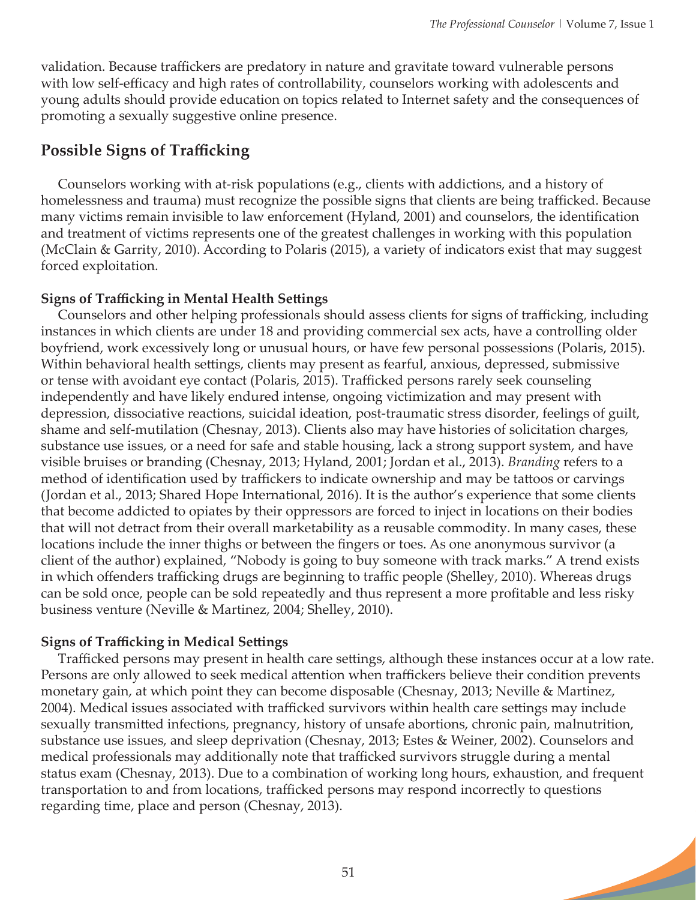validation. Because traffickers are predatory in nature and gravitate toward vulnerable persons with low self-efficacy and high rates of controllability, counselors working with adolescents and young adults should provide education on topics related to Internet safety and the consequences of promoting a sexually suggestive online presence.

## Possible Signs of Trafficking

Counselors working with at-risk populations (e.g., clients with addictions, and a history of homelessness and trauma) must recognize the possible signs that clients are being trafficked. Because many victims remain invisible to law enforcement (Hyland, 2001) and counselors, the identification and treatment of victims represents one of the greatest challenges in working with this population (McClain & Garrity, 2010). According to Polaris (2015), a variety of indicators exist that may suggest forced exploitation.

### Signs of Trafficking in Mental Health Settings

Counselors and other helping professionals should assess clients for signs of trafficking, including instances in which clients are under 18 and providing commercial sex acts, have a controlling older boyfriend, work excessively long or unusual hours, or have few personal possessions (Polaris, 2015). Within behavioral health settings, clients may present as fearful, anxious, depressed, submissive or tense with avoidant eye contact (Polaris, 2015). Trafficked persons rarely seek counseling independently and have likely endured intense, ongoing victimization and may present with depression, dissociative reactions, suicidal ideation, post-traumatic stress disorder, feelings of guilt, shame and self-mutilation (Chesnay, 2013). Clients also may have histories of solicitation charges, substance use issues, or a need for safe and stable housing, lack a strong support system, and have visible bruises or branding (Chesnay, 2013; Hyland, 2001; Jordan et al., 2013). *Branding* refers to a method of identification used by traffickers to indicate ownership and may be tattoos or carvings (Jordan et al., 2013; Shared Hope International, 2016). It is the author's experience that some clients that become addicted to opiates by their oppressors are forced to inject in locations on their bodies that will not detract from their overall marketability as a reusable commodity. In many cases, these locations include the inner thighs or between the fingers or toes. As one anonymous survivor (a client of the author) explained, "Nobody is going to buy someone with track marks." A trend exists in which offenders trafficking drugs are beginning to traffic people (Shelley, 2010). Whereas drugs can be sold once, people can be sold repeatedly and thus represent a more profitable and less risky business venture (Neville & Martinez, 2004; Shelley, 2010).

### Signs of Trafficking in Medical Settings

Trafficked persons may present in health care settings, although these instances occur at a low rate. Persons are only allowed to seek medical attention when traffickers believe their condition prevents monetary gain, at which point they can become disposable (Chesnay, 2013; Neville & Martinez, 2004). Medical issues associated with trafficked survivors within health care settings may include sexually transmitted infections, pregnancy, history of unsafe abortions, chronic pain, malnutrition, substance use issues, and sleep deprivation (Chesnay, 2013; Estes & Weiner, 2002). Counselors and medical professionals may additionally note that trafficked survivors struggle during a mental status exam (Chesnay, 2013). Due to a combination of working long hours, exhaustion, and frequent transportation to and from locations, trafficked persons may respond incorrectly to questions regarding time, place and person (Chesnay, 2013).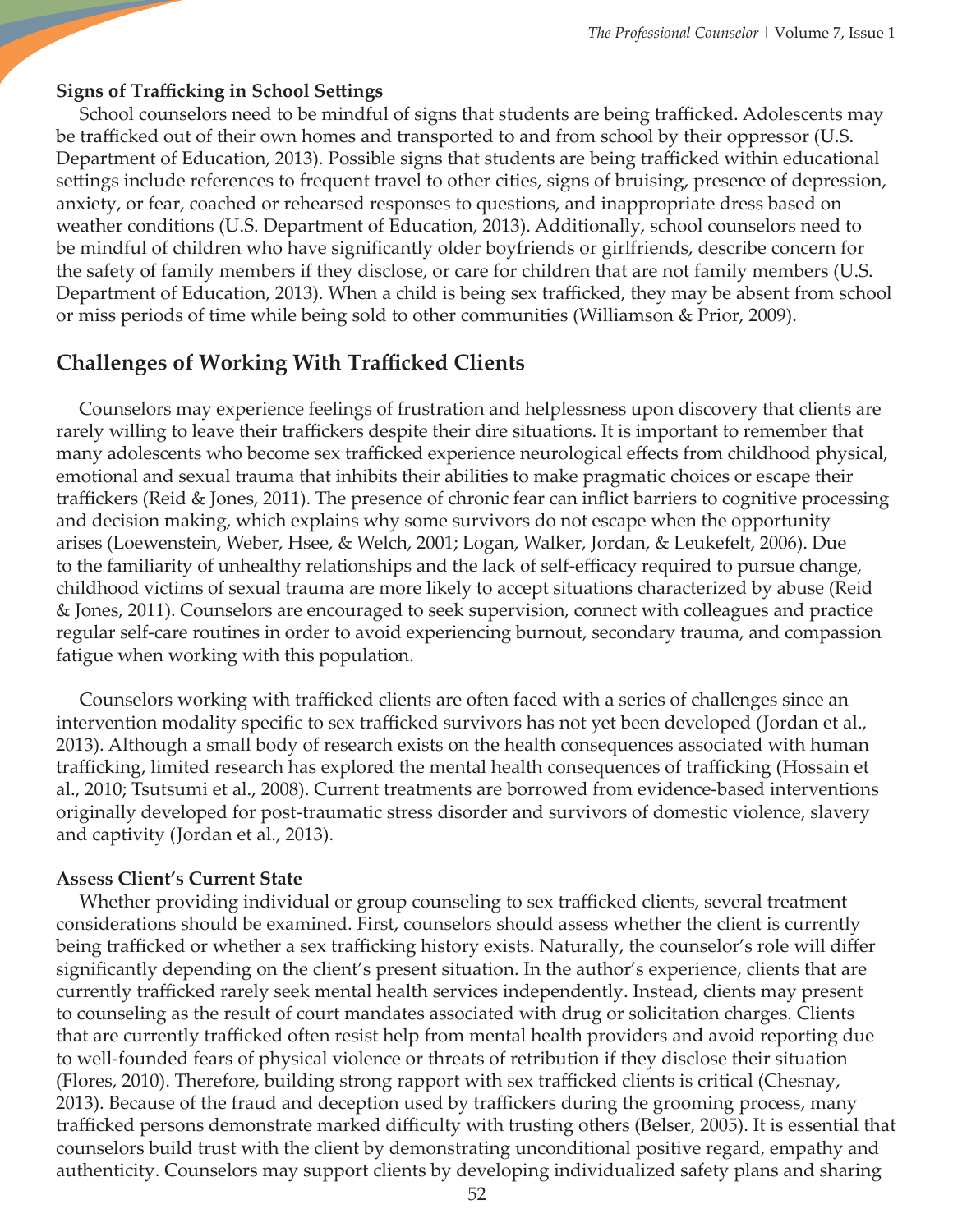### Signs of Trafficking in School Settings

School counselors need to be mindful of signs that students are being trafficked. Adolescents may be trafficked out of their own homes and transported to and from school by their oppressor (U.S. Department of Education, 2013). Possible signs that students are being trafficked within educational settings include references to frequent travel to other cities, signs of bruising, presence of depression, anxiety, or fear, coached or rehearsed responses to questions, and inappropriate dress based on weather conditions (U.S. Department of Education, 2013). Additionally, school counselors need to be mindful of children who have significantly older boyfriends or girlfriends, describe concern for the safety of family members if they disclose, or care for children that are not family members (U.S. Department of Education, 2013). When a child is being sex trafficked, they may be absent from school or miss periods of time while being sold to other communities (Williamson & Prior, 2009).

## Challenges of Working With Trafficked Clients

Counselors may experience feelings of frustration and helplessness upon discovery that clients are rarely willing to leave their traffickers despite their dire situations. It is important to remember that many adolescents who become sex trafficked experience neurological effects from childhood physical, emotional and sexual trauma that inhibits their abilities to make pragmatic choices or escape their traffickers (Reid & Jones, 2011). The presence of chronic fear can inflict barriers to cognitive processing and decision making, which explains why some survivors do not escape when the opportunity arises (Loewenstein, Weber, Hsee, & Welch, 2001; Logan, Walker, Jordan, & Leukefelt, 2006). Due to the familiarity of unhealthy relationships and the lack of self-efficacy required to pursue change, childhood victims of sexual trauma are more likely to accept situations characterized by abuse (Reid & Jones, 2011). Counselors are encouraged to seek supervision, connect with colleagues and practice regular self-care routines in order to avoid experiencing burnout, secondary trauma, and compassion fatigue when working with this population.

Counselors working with trafficked clients are often faced with a series of challenges since an intervention modality specific to sex trafficked survivors has not yet been developed (Jordan et al., 2013). Although a small body of research exists on the health consequences associated with human trafficking, limited research has explored the mental health consequences of trafficking (Hossain et al., 2010; Tsutsumi et al., 2008). Current treatments are borrowed from evidence-based interventions originally developed for post-traumatic stress disorder and survivors of domestic violence, slavery and captivity (Jordan et al., 2013).

### Assess Client's Current State

Whether providing individual or group counseling to sex trafficked clients, several treatment considerations should be examined. First, counselors should assess whether the client is currently being trafficked or whether a sex trafficking history exists. Naturally, the counselor's role will differ significantly depending on the client's present situation. In the author's experience, clients that are currently trafficked rarely seek mental health services independently. Instead, clients may present to counseling as the result of court mandates associated with drug or solicitation charges. Clients that are currently trafficked often resist help from mental health providers and avoid reporting due to well-founded fears of physical violence or threats of retribution if they disclose their situation (Flores, 2010). Therefore, building strong rapport with sex trafficked clients is critical (Chesnay, 2013). Because of the fraud and deception used by traffickers during the grooming process, many trafficked persons demonstrate marked difficulty with trusting others (Belser, 2005). It is essential that counselors build trust with the client by demonstrating unconditional positive regard, empathy and authenticity. Counselors may support clients by developing individualized safety plans and sharing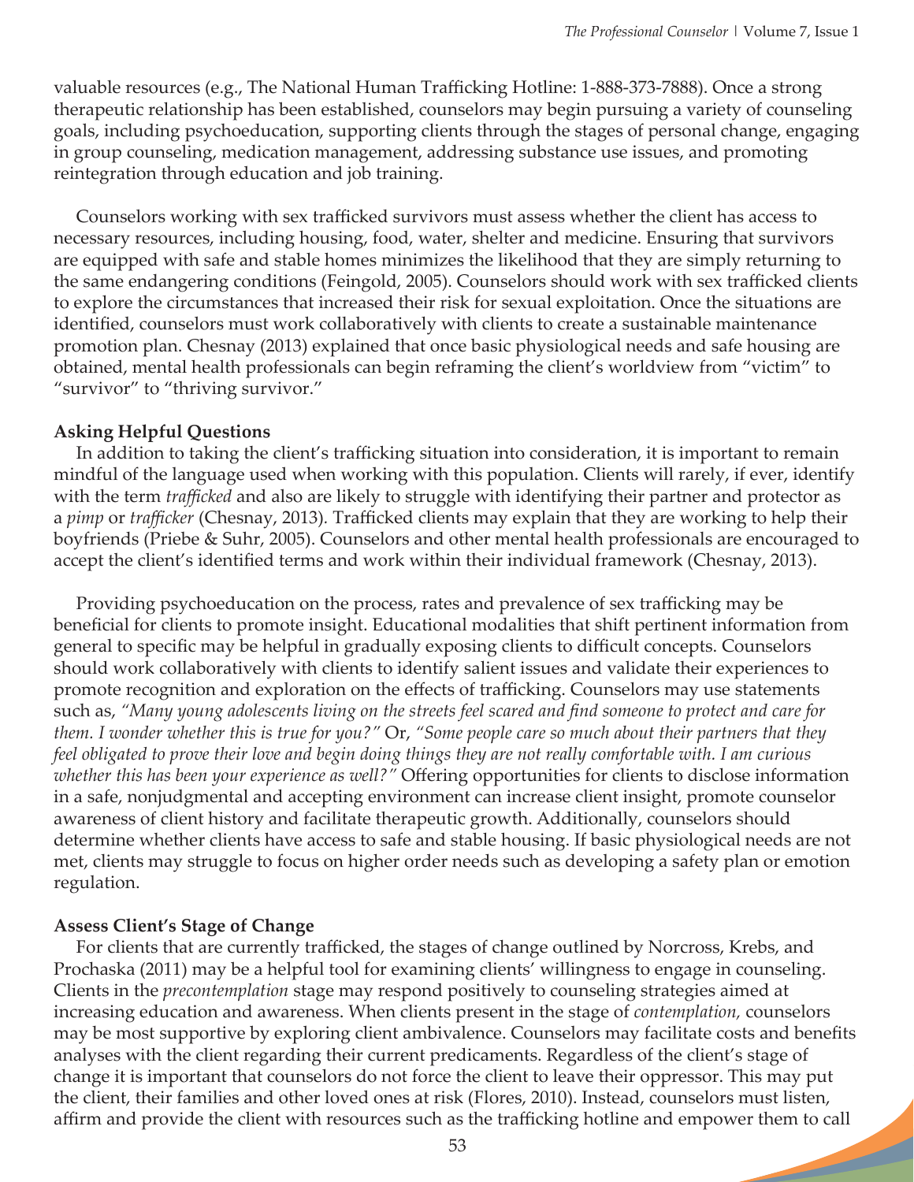valuable resources (e.g., The National Human Trafficking Hotline: 1-888-373-7888). Once a strong therapeutic relationship has been established, counselors may begin pursuing a variety of counseling goals, including psychoeducation, supporting clients through the stages of personal change, engaging in group counseling, medication management, addressing substance use issues, and promoting reintegration through education and job training.

Counselors working with sex trafficked survivors must assess whether the client has access to necessary resources, including housing, food, water, shelter and medicine. Ensuring that survivors are equipped with safe and stable homes minimizes the likelihood that they are simply returning to the same endangering conditions (Feingold, 2005). Counselors should work with sex trafficked clients to explore the circumstances that increased their risk for sexual exploitation. Once the situations are identified, counselors must work collaboratively with clients to create a sustainable maintenance promotion plan. Chesnay (2013) explained that once basic physiological needs and safe housing are obtained, mental health professionals can begin reframing the client's worldview from "victim" to "survivor" to "thriving survivor."

**Asking Helpful Questions**

In addition to taking the client's trafficking situation into consideration, it is important to remain mindful of the language used when working with this population. Clients will rarely, if ever, identify with the term *trafficked* and also are likely to struggle with identifying their partner and protector as a *pimp* or *trafficker* (Chesnay, 2013). Trafficked clients may explain that they are working to help their boyfriends (Priebe & Suhr, 2005). Counselors and other mental health professionals are encouraged to accept the client's identified terms and work within their individual framework (Chesnay, 2013).

Providing psychoeducation on the process, rates and prevalence of sex trafficking may be beneficial for clients to promote insight. Educational modalities that shift pertinent information from general to specific may be helpful in gradually exposing clients to difficult concepts. Counselors should work collaboratively with clients to identify salient issues and validate their experiences to promote recognition and exploration on the effects of trafficking. Counselors may use statements such as, *"Many young adolescents living on the streets feel scared and find someone to protect and care for them. I wonder whether this is true for you?"* Or, *"Some people care so much about their partners that they feel obligated to prove their love and begin doing things they are not really comfortable with. I am curious whether this has been your experience as well?"* Offering opportunities for clients to disclose information in a safe, nonjudgmental and accepting environment can increase client insight, promote counselor awareness of client history and facilitate therapeutic growth. Additionally, counselors should determine whether clients have access to safe and stable housing. If basic physiological needs are not met, clients may struggle to focus on higher order needs such as developing a safety plan or emotion regulation.

**Assess Client's Stage of Change**

For clients that are currently trafficked, the stages of change outlined by Norcross, Krebs, and Prochaska (2011) may be a helpful tool for examining clients' willingness to engage in counseling. Clients in the *precontemplation* stage may respond positively to counseling strategies aimed at increasing education and awareness. When clients present in the stage of *contemplation,* counselors may be most supportive by exploring client ambivalence. Counselors may facilitate costs and benefits analyses with the client regarding their current predicaments. Regardless of the client's stage of change it is important that counselors do not force the client to leave their oppressor. This may put the client, their families and other loved ones at risk (Flores, 2010). Instead, counselors must listen, affirm and provide the client with resources such as the trafficking hotline and empower them to call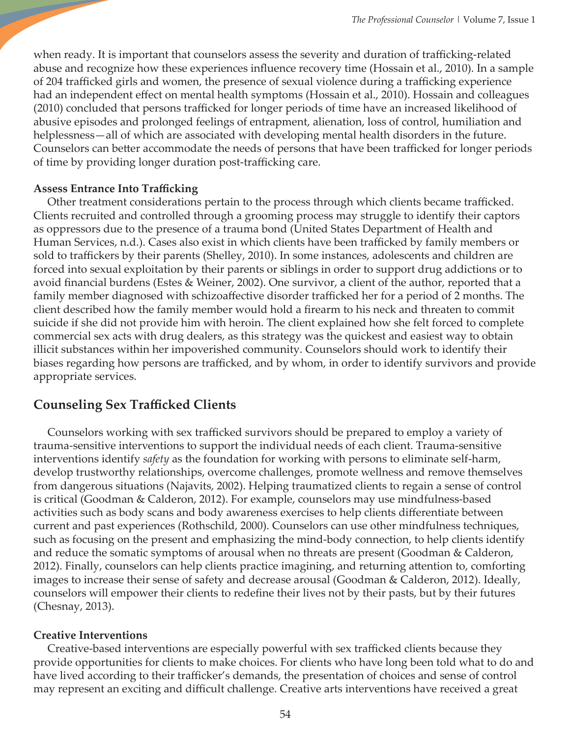when ready. It is important that counselors assess the severity and duration of trafficking-related abuse and recognize how these experiences influence recovery time (Hossain et al., 2010). In a sample of 204 trafficked girls and women, the presence of sexual violence during a trafficking experience had an independent effect on mental health symptoms (Hossain et al., 2010). Hossain and colleagues (2010) concluded that persons trafficked for longer periods of time have an increased likelihood of abusive episodes and prolonged feelings of entrapment, alienation, loss of control, humiliation and helplessness—all of which are associated with developing mental health disorders in the future. Counselors can better accommodate the needs of persons that have been trafficked for longer periods of time by providing longer duration post-trafficking care.

### Assess Entrance Into Trafficking

Other treatment considerations pertain to the process through which clients became trafficked. Clients recruited and controlled through a grooming process may struggle to identify their captors as oppressors due to the presence of a trauma bond (United States Department of Health and Human Services, n.d.). Cases also exist in which clients have been trafficked by family members or sold to traffickers by their parents (Shelley, 2010). In some instances, adolescents and children are forced into sexual exploitation by their parents or siblings in order to support drug addictions or to avoid financial burdens (Estes & Weiner, 2002). One survivor, a client of the author, reported that a family member diagnosed with schizoaffective disorder trafficked her for a period of 2 months. The client described how the family member would hold a firearm to his neck and threaten to commit suicide if she did not provide him with heroin. The client explained how she felt forced to complete commercial sex acts with drug dealers, as this strategy was the quickest and easiest way to obtain illicit substances within her impoverished community. Counselors should work to identify their biases regarding how persons are trafficked, and by whom, in order to identify survivors and provide appropriate services.

## Counseling Sex Trafficked Clients

Counselors working with sex trafficked survivors should be prepared to employ a variety of trauma-sensitive interventions to support the individual needs of each client. Trauma-sensitive interventions identify *safety* as the foundation for working with persons to eliminate self-harm, develop trustworthy relationships, overcome challenges, promote wellness and remove themselves from dangerous situations (Najavits, 2002). Helping traumatized clients to regain a sense of control is critical (Goodman & Calderon, 2012). For example, counselors may use mindfulness-based activities such as body scans and body awareness exercises to help clients differentiate between current and past experiences (Rothschild, 2000). Counselors can use other mindfulness techniques, such as focusing on the present and emphasizing the mind-body connection, to help clients identify and reduce the somatic symptoms of arousal when no threats are present (Goodman & Calderon, 2012). Finally, counselors can help clients practice imagining, and returning attention to, comforting images to increase their sense of safety and decrease arousal (Goodman & Calderon, 2012). Ideally, counselors will empower their clients to redefine their lives not by their pasts, but by their futures (Chesnay, 2013).

### Creative Interventions

Creative-based interventions are especially powerful with sex trafficked clients because they provide opportunities for clients to make choices. For clients who have long been told what to do and have lived according to their trafficker's demands, the presentation of choices and sense of control may represent an exciting and difficult challenge. Creative arts interventions have received a great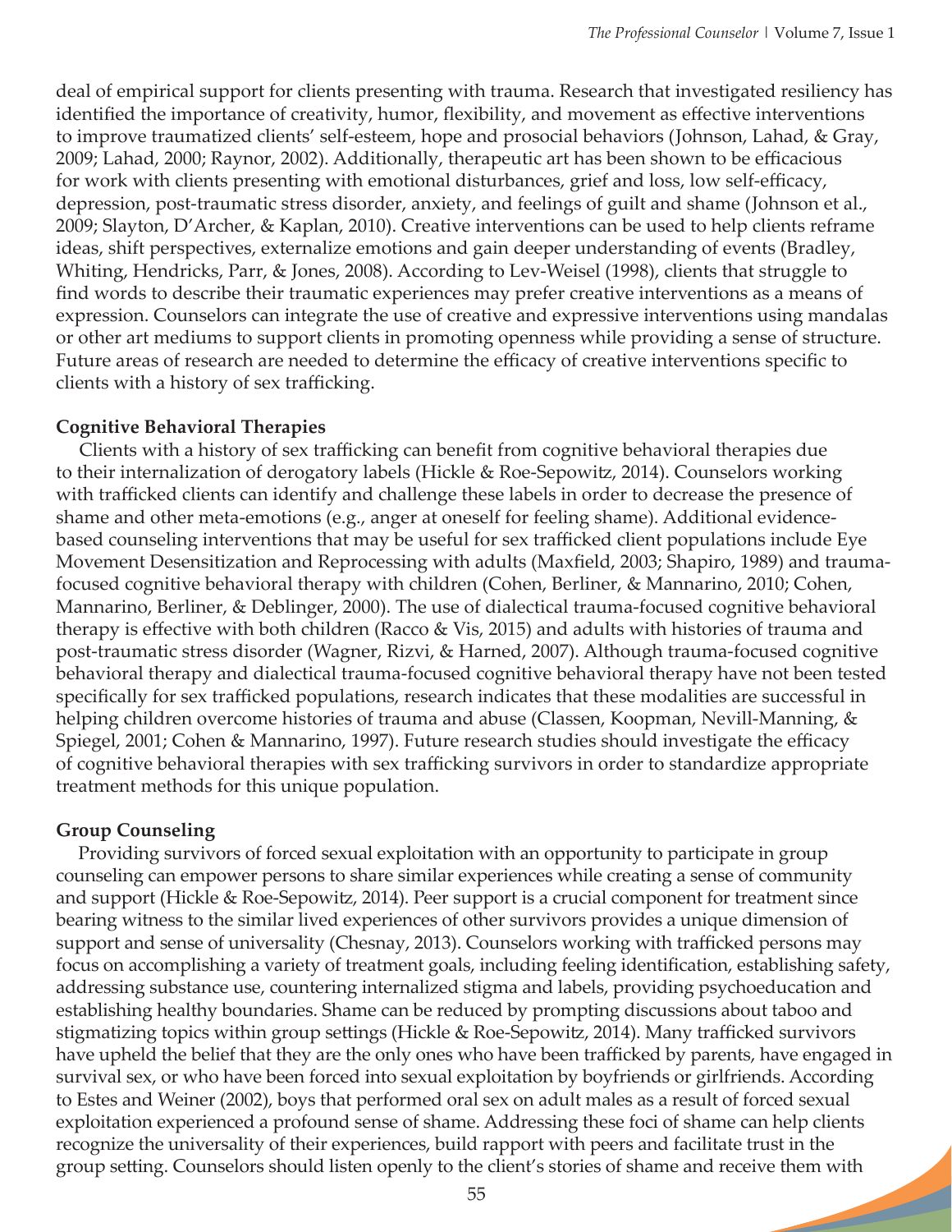deal of empirical support for clients presenting with trauma. Research that investigated resiliency has identified the importance of creativity, humor, flexibility, and movement as effective interventions to improve traumatized clients' self-esteem, hope and prosocial behaviors (Johnson, Lahad, & Gray, 2009; Lahad, 2000; Raynor, 2002). Additionally, therapeutic art has been shown to be efficacious for work with clients presenting with emotional disturbances, grief and loss, low self-efficacy, depression, post-traumatic stress disorder, anxiety, and feelings of guilt and shame (Johnson et al., 2009; Slayton, D'Archer, & Kaplan, 2010). Creative interventions can be used to help clients reframe ideas, shift perspectives, externalize emotions and gain deeper understanding of events (Bradley, Whiting, Hendricks, Parr, & Jones, 2008). According to Lev-Weisel (1998), clients that struggle to find words to describe their traumatic experiences may prefer creative interventions as a means of expression. Counselors can integrate the use of creative and expressive interventions using mandalas or other art mediums to support clients in promoting openness while providing a sense of structure. Future areas of research are needed to determine the efficacy of creative interventions specific to clients with a history of sex trafficking.

**Cognitive Behavioral Therapies**

Clients with a history of sex trafficking can benefit from cognitive behavioral therapies due to their internalization of derogatory labels (Hickle & Roe-Sepowitz, 2014). Counselors working with trafficked clients can identify and challenge these labels in order to decrease the presence of shame and other meta-emotions (e.g., anger at oneself for feeling shame). Additional evidence-based counseling interventions that may be useful for sex trafficked client populations include Eye Movement Desensitization and Reprocessing with adults (Maxfield, 2003; Shapiro, 1989) and trauma-focused cognitive behavioral therapy with children (Cohen, Berliner, & Mannarino, 2010; Cohen, Mannarino, Berliner, & Deblinger, 2000). The use of dialectical trauma-focused cognitive behavioral therapy is effective with both children (Racco & Vis, 2015) and adults with histories of trauma and post-traumatic stress disorder (Wagner, Rizvi, & Harned, 2007). Although trauma-focused cognitive behavioral therapy and dialectical trauma-focused cognitive behavioral therapy have not been tested specifically for sex trafficked populations, research indicates that these modalities are successful in helping children overcome histories of trauma and abuse (Classen, Koopman, Nevill-Manning, & Spiegel, 2001; Cohen & Mannarino, 1997). Future research studies should investigate the efficacy of cognitive behavioral therapies with sex trafficking survivors in order to standardize appropriate treatment methods for this unique population.

**Group Counseling**

Providing survivors of forced sexual exploitation with an opportunity to participate in group counseling can empower persons to share similar experiences while creating a sense of community and support (Hickle & Roe-Sepowitz, 2014). Peer support is a crucial component for treatment since bearing witness to the similar lived experiences of other survivors provides a unique dimension of support and sense of universality (Chesnay, 2013). Counselors working with trafficked persons may focus on accomplishing a variety of treatment goals, including feeling identification, establishing safety, addressing substance use, countering internalized stigma and labels, providing psychoeducation and establishing healthy boundaries. Shame can be reduced by prompting discussions about taboo and stigmatizing topics within group settings (Hickle & Roe-Sepowitz, 2014). Many trafficked survivors have upheld the belief that they are the only ones who have been trafficked by parents, have engaged in survival sex, or who have been forced into sexual exploitation by boyfriends or girlfriends. According to Estes and Weiner (2002), boys that performed oral sex on adult males as a result of forced sexual exploitation experienced a profound sense of shame. Addressing these foci of shame can help clients recognize the universality of their experiences, build rapport with peers and facilitate trust in the group setting. Counselors should listen openly to the client's stories of shame and receive them with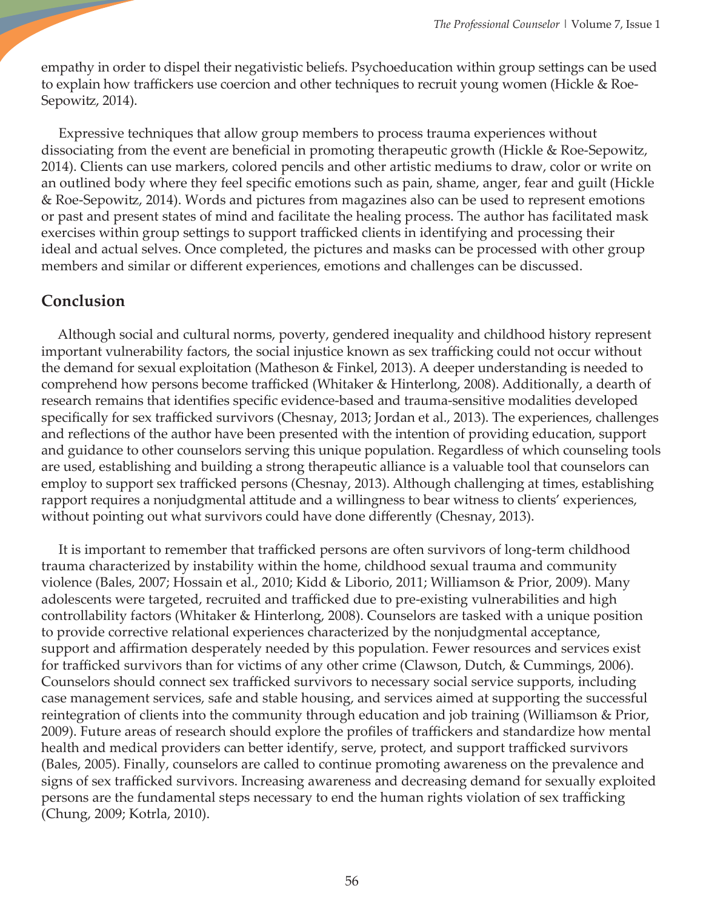empathy in order to dispel their negativistic beliefs. Psychoeducation within group settings can be used to explain how traffickers use coercion and other techniques to recruit young women (Hickle & Roe-Sepowitz, 2014).

Expressive techniques that allow group members to process trauma experiences without dissociating from the event are beneficial in promoting therapeutic growth (Hickle & Roe-Sepowitz, 2014). Clients can use markers, colored pencils and other artistic mediums to draw, color or write on an outlined body where they feel specific emotions such as pain, shame, anger, fear and guilt (Hickle & Roe-Sepowitz, 2014). Words and pictures from magazines also can be used to represent emotions or past and present states of mind and facilitate the healing process. The author has facilitated mask exercises within group settings to support trafficked clients in identifying and processing their ideal and actual selves. Once completed, the pictures and masks can be processed with other group members and similar or different experiences, emotions and challenges can be discussed.

## Conclusion

Although social and cultural norms, poverty, gendered inequality and childhood history represent important vulnerability factors, the social injustice known as sex trafficking could not occur without the demand for sexual exploitation (Matheson & Finkel, 2013). A deeper understanding is needed to comprehend how persons become trafficked (Whitaker & Hinterlong, 2008). Additionally, a dearth of research remains that identifies specific evidence-based and trauma-sensitive modalities developed specifically for sex trafficked survivors (Chesnay, 2013; Jordan et al., 2013). The experiences, challenges and reflections of the author have been presented with the intention of providing education, support and guidance to other counselors serving this unique population. Regardless of which counseling tools are used, establishing and building a strong therapeutic alliance is a valuable tool that counselors can employ to support sex trafficked persons (Chesnay, 2013). Although challenging at times, establishing rapport requires a nonjudgmental attitude and a willingness to bear witness to clients' experiences, without pointing out what survivors could have done differently (Chesnay, 2013).

It is important to remember that trafficked persons are often survivors of long-term childhood trauma characterized by instability within the home, childhood sexual trauma and community violence (Bales, 2007; Hossain et al., 2010; Kidd & Liborio, 2011; Williamson & Prior, 2009). Many adolescents were targeted, recruited and trafficked due to pre-existing vulnerabilities and high controllability factors (Whitaker & Hinterlong, 2008). Counselors are tasked with a unique position to provide corrective relational experiences characterized by the nonjudgmental acceptance, support and affirmation desperately needed by this population. Fewer resources and services exist for trafficked survivors than for victims of any other crime (Clawson, Dutch, & Cummings, 2006). Counselors should connect sex trafficked survivors to necessary social service supports, including case management services, safe and stable housing, and services aimed at supporting the successful reintegration of clients into the community through education and job training (Williamson & Prior, 2009). Future areas of research should explore the profiles of traffickers and standardize how mental health and medical providers can better identify, serve, protect, and support trafficked survivors (Bales, 2005). Finally, counselors are called to continue promoting awareness on the prevalence and signs of sex trafficked survivors. Increasing awareness and decreasing demand for sexually exploited persons are the fundamental steps necessary to end the human rights violation of sex trafficking (Chung, 2009; Kotrla, 2010).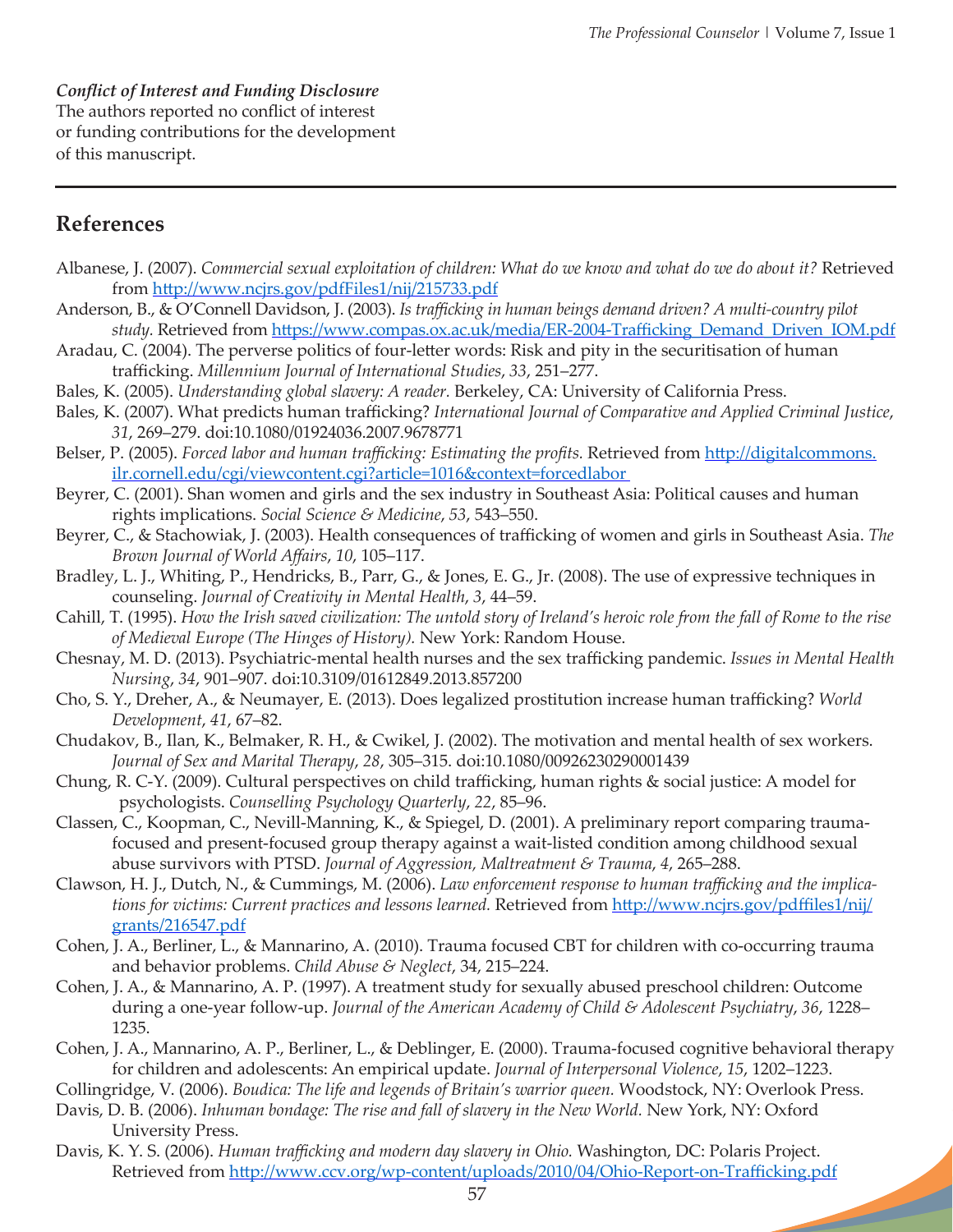*Conflict of Interest and Funding Disclosure*
The authors reported no conflict of interest or funding contributions for the development of this manuscript.

## References

Albanese, J. (2007). *Commercial sexual exploitation of children: What do we know and what do we do about it?* Retrieved from http://www.ncjrs.gov/pdfFiles1/nij/215733.pdf

Anderson, B., & O'Connell Davidson, J. (2003). *Is trafficking in human beings demand driven? A multi-country pilot study.* Retrieved from https://www.compas.ox.ac.uk/media/ER-2004-Trafficking_Demand_Driven_IOM.pdf

Aradau, C. (2004). The perverse politics of four-letter words: Risk and pity in the securitisation of human trafficking. *Millennium Journal of International Studies*, *33*, 251–277.

Bales, K. (2005). *Understanding global slavery: A reader.* Berkeley, CA: University of California Press.

Bales, K. (2007). What predicts human trafficking? *International Journal of Comparative and Applied Criminal Justice*, *31*, 269–279. doi:10.1080/01924036.2007.9678771

Belser, P. (2005). *Forced labor and human trafficking: Estimating the profits.* Retrieved from http://digitalcommons.ilr.cornell.edu/cgi/viewcontent.cgi?article=1016&context=forcedlabor

Beyrer, C. (2001). Shan women and girls and the sex industry in Southeast Asia: Political causes and human rights implications. *Social Science & Medicine*, *53*, 543–550.

Beyrer, C., & Stachowiak, J. (2003). Health consequences of trafficking of women and girls in Southeast Asia. *The Brown Journal of World Affairs*, *10*, 105–117.

Bradley, L. J., Whiting, P., Hendricks, B., Parr, G., & Jones, E. G., Jr. (2008). The use of expressive techniques in counseling. *Journal of Creativity in Mental Health*, *3*, 44–59.

Cahill, T. (1995). *How the Irish saved civilization: The untold story of Ireland's heroic role from the fall of Rome to the rise of Medieval Europe (The Hinges of History).* New York: Random House.

Chesnay, M. D. (2013). Psychiatric-mental health nurses and the sex trafficking pandemic. *Issues in Mental Health Nursing*, *34*, 901–907. doi:10.3109/01612849.2013.857200

Cho, S. Y., Dreher, A., & Neumayer, E. (2013). Does legalized prostitution increase human trafficking? *World Development*, *41*, 67–82.

Chudakov, B., Ilan, K., Belmaker, R. H., & Cwikel, J. (2002). The motivation and mental health of sex workers. *Journal of Sex and Marital Therapy*, *28*, 305–315. doi:10.1080/00926230290001439

Chung, R. C-Y. (2009). Cultural perspectives on child trafficking, human rights & social justice: A model for psychologists. *Counselling Psychology Quarterly*, *22*, 85–96.

Classen, C., Koopman, C., Nevill-Manning, K., & Spiegel, D. (2001). A preliminary report comparing trauma-focused and present-focused group therapy against a wait-listed condition among childhood sexual abuse survivors with PTSD. *Journal of Aggression, Maltreatment & Trauma*, *4*, 265–288.

Clawson, H. J., Dutch, N., & Cummings, M. (2006). *Law enforcement response to human trafficking and the implications for victims: Current practices and lessons learned.* Retrieved from http://www.ncjrs.gov/pdffiles1/nij/grants/216547.pdf

Cohen, J. A., Berliner, L., & Mannarino, A. (2010). Trauma focused CBT for children with co-occurring trauma and behavior problems. *Child Abuse & Neglect*, 34, 215–224.

Cohen, J. A., & Mannarino, A. P. (1997). A treatment study for sexually abused preschool children: Outcome during a one-year follow-up. *Journal of the American Academy of Child & Adolescent Psychiatry*, *36*, 1228–1235.

Cohen, J. A., Mannarino, A. P., Berliner, L., & Deblinger, E. (2000). Trauma-focused cognitive behavioral therapy for children and adolescents: An empirical update. *Journal of Interpersonal Violence*, *15*, 1202–1223.

Collingridge, V. (2006). *Boudica: The life and legends of Britain's warrior queen.* Woodstock, NY: Overlook Press.

Davis, D. B. (2006). *Inhuman bondage: The rise and fall of slavery in the New World.* New York, NY: Oxford University Press.

Davis, K. Y. S. (2006). *Human trafficking and modern day slavery in Ohio.* Washington, DC: Polaris Project. Retrieved from http://www.ccv.org/wp-content/uploads/2010/04/Ohio-Report-on-Trafficking.pdf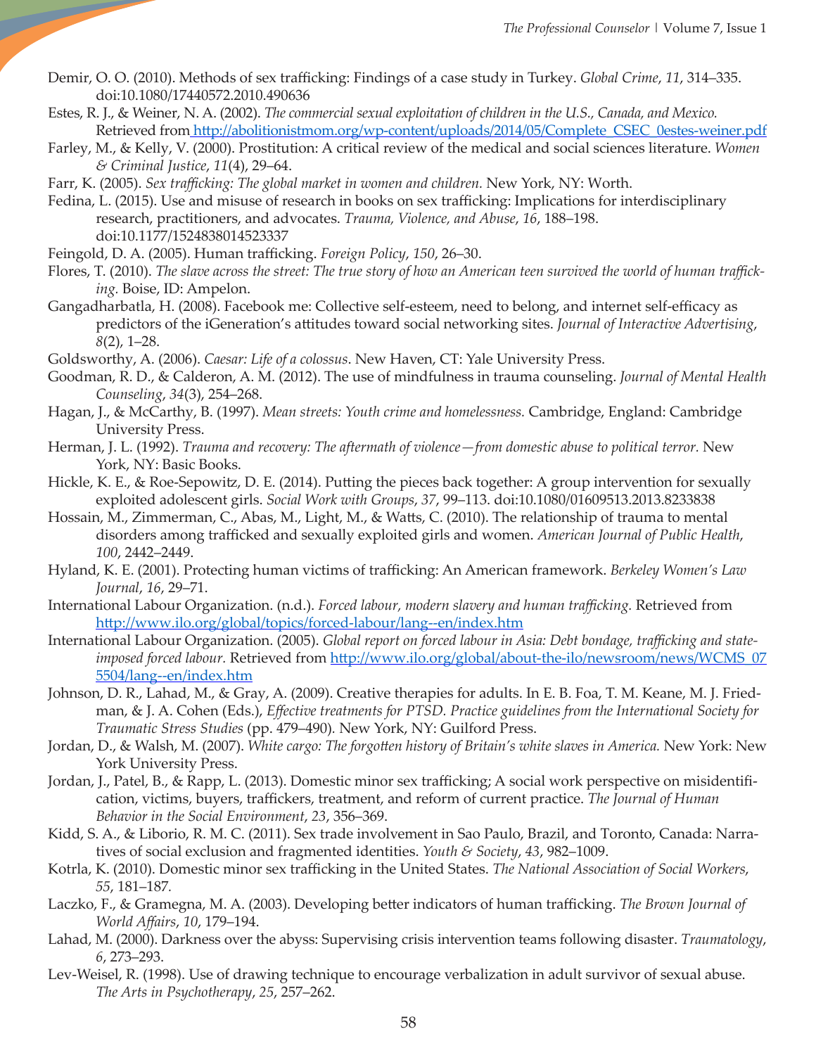Demir, O. O. (2010). Methods of sex trafficking: Findings of a case study in Turkey. *Global Crime*, *11*, 314–335. doi:10.1080/17440572.2010.490636

Estes, R. J., & Weiner, N. A. (2002). *The commercial sexual exploitation of children in the U.S., Canada, and Mexico.* Retrieved from http://abolitionistmom.org/wp-content/uploads/2014/05/Complete_CSEC_0estes-weiner.pdf

Farley, M., & Kelly, V. (2000). Prostitution: A critical review of the medical and social sciences literature. *Women & Criminal Justice*, *11*(4), 29–64.

Farr, K. (2005). *Sex trafficking: The global market in women and children.* New York, NY: Worth.

Fedina, L. (2015). Use and misuse of research in books on sex trafficking: Implications for interdisciplinary research, practitioners, and advocates. *Trauma, Violence, and Abuse*, *16*, 188–198. doi:10.1177/1524838014523337

Feingold, D. A. (2005). Human trafficking. *Foreign Policy*, *150*, 26–30.

Flores, T. (2010). *The slave across the street: The true story of how an American teen survived the world of human trafficking.* Boise, ID: Ampelon.

Gangadharbatla, H. (2008). Facebook me: Collective self-esteem, need to belong, and internet self-efficacy as predictors of the iGeneration's attitudes toward social networking sites. *Journal of Interactive Advertising*, *8*(2), 1–28.

Goldsworthy, A. (2006). *Caesar: Life of a colossus*. New Haven, CT: Yale University Press.

Goodman, R. D., & Calderon, A. M. (2012). The use of mindfulness in trauma counseling. *Journal of Mental Health Counseling*, *34*(3), 254–268.

Hagan, J., & McCarthy, B. (1997). *Mean streets: Youth crime and homelessness.* Cambridge, England: Cambridge University Press.

Herman, J. L. (1992). *Trauma and recovery: The aftermath of violence—from domestic abuse to political terror.* New York, NY: Basic Books.

Hickle, K. E., & Roe-Sepowitz, D. E. (2014). Putting the pieces back together: A group intervention for sexually exploited adolescent girls. *Social Work with Groups*, *37*, 99–113. doi:10.1080/01609513.2013.8233838

Hossain, M., Zimmerman, C., Abas, M., Light, M., & Watts, C. (2010). The relationship of trauma to mental disorders among trafficked and sexually exploited girls and women. *American Journal of Public Health*, *100*, 2442–2449.

Hyland, K. E. (2001). Protecting human victims of trafficking: An American framework. *Berkeley Women's Law Journal*, *16*, 29–71.

International Labour Organization. (n.d.). *Forced labour, modern slavery and human trafficking.* Retrieved from http://www.ilo.org/global/topics/forced-labour/lang--en/index.htm

International Labour Organization. (2005). *Global report on forced labour in Asia: Debt bondage, trafficking and state-imposed forced labour.* Retrieved from http://www.ilo.org/global/about-the-ilo/newsroom/news/WCMS_075504/lang--en/index.htm

Johnson, D. R., Lahad, M., & Gray, A. (2009). Creative therapies for adults. In E. B. Foa, T. M. Keane, M. J. Friedman, & J. A. Cohen (Eds.), *Effective treatments for PTSD. Practice guidelines from the International Society for Traumatic Stress Studies* (pp. 479–490). New York, NY: Guilford Press.

Jordan, D., & Walsh, M. (2007). *White cargo: The forgotten history of Britain's white slaves in America.* New York: New York University Press.

Jordan, J., Patel, B., & Rapp, L. (2013). Domestic minor sex trafficking; A social work perspective on misidentification, victims, buyers, traffickers, treatment, and reform of current practice. *The Journal of Human Behavior in the Social Environment*, *23*, 356–369.

Kidd, S. A., & Liborio, R. M. C. (2011). Sex trade involvement in Sao Paulo, Brazil, and Toronto, Canada: Narratives of social exclusion and fragmented identities. *Youth & Society*, *43*, 982–1009.

Kotrla, K. (2010). Domestic minor sex trafficking in the United States. *The National Association of Social Workers*, *55*, 181–187.

Laczko, F., & Gramegna, M. A. (2003). Developing better indicators of human trafficking. *The Brown Journal of World Affairs*, *10*, 179–194.

Lahad, M. (2000). Darkness over the abyss: Supervising crisis intervention teams following disaster. *Traumatology*, *6*, 273–293.

Lev-Weisel, R. (1998). Use of drawing technique to encourage verbalization in adult survivor of sexual abuse. *The Arts in Psychotherapy*, *25*, 257–262.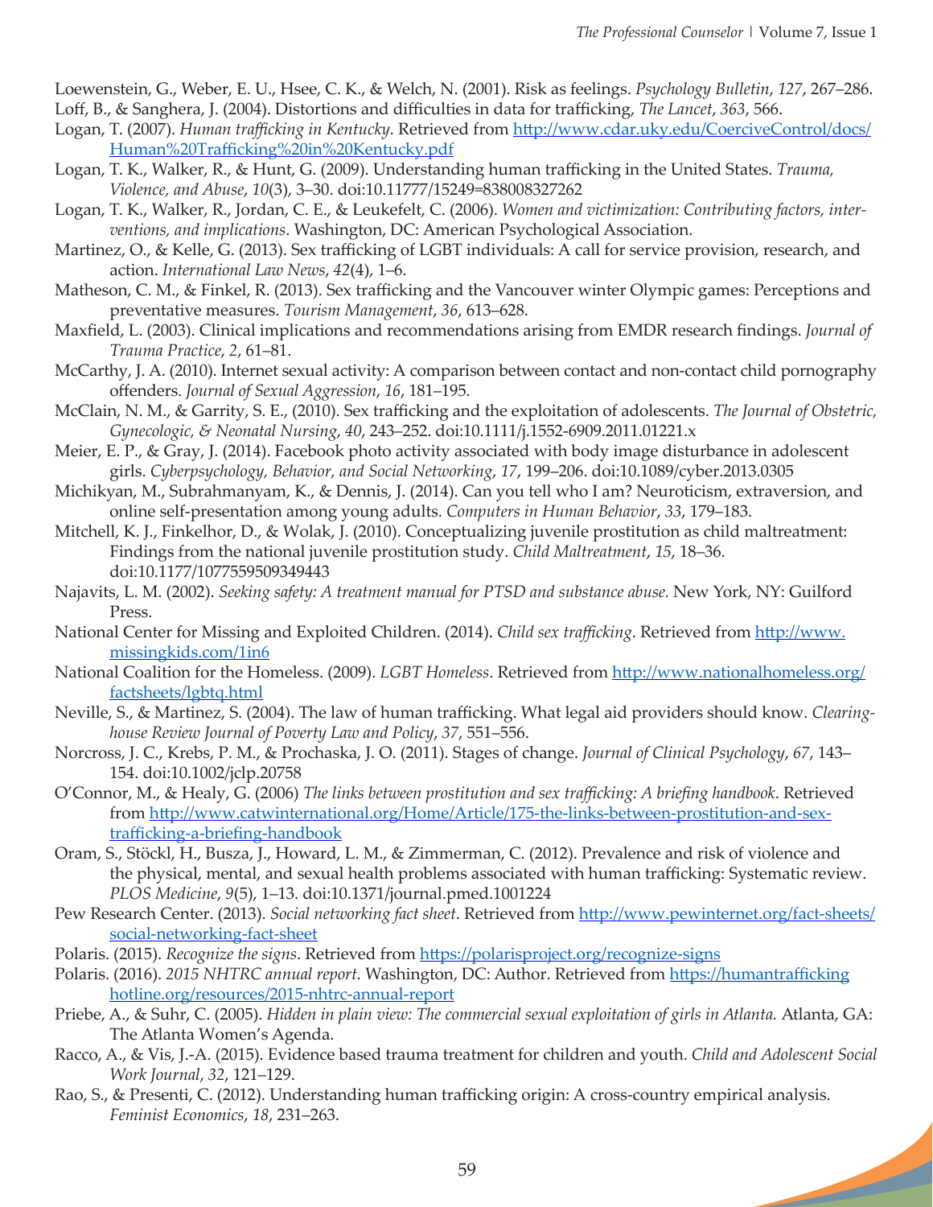Loewenstein, G., Weber, E. U., Hsee, C. K., & Welch, N. (2001). Risk as feelings. *Psychology Bulletin*, *127*, 267–286.

Loff, B., & Sanghera, J. (2004). Distortions and difficulties in data for trafficking, *The Lancet*, *363*, 566.

Logan, T. (2007). *Human trafficking in Kentucky.* Retrieved from http://www.cdar.uky.edu/CoerciveControl/docs/Human%20Trafficking%20in%20Kentucky.pdf

Logan, T. K., Walker, R., & Hunt, G. (2009). Understanding human trafficking in the United States. *Trauma, Violence, and Abuse*, *10*(3), 3–30. doi:10.11777/15249=838008327262

Logan, T. K., Walker, R., Jordan, C. E., & Leukefelt, C. (2006). *Women and victimization: Contributing factors, interventions, and implications*. Washington, DC: American Psychological Association.

Martinez, O., & Kelle, G. (2013). Sex trafficking of LGBT individuals: A call for service provision, research, and action. *International Law News*, *42*(4), 1–6.

Matheson, C. M., & Finkel, R. (2013). Sex trafficking and the Vancouver winter Olympic games: Perceptions and preventative measures. *Tourism Management*, *36*, 613–628.

Maxfield, L. (2003). Clinical implications and recommendations arising from EMDR research findings. *Journal of Trauma Practice*, *2*, 61–81.

McCarthy, J. A. (2010). Internet sexual activity: A comparison between contact and non-contact child pornography offenders. *Journal of Sexual Aggression*, *16*, 181–195.

McClain, N. M., & Garrity, S. E., (2010). Sex trafficking and the exploitation of adolescents. *The Journal of Obstetric, Gynecologic, & Neonatal Nursing*, *40*, 243–252. doi:10.1111/j.1552-6909.2011.01221.x

Meier, E. P., & Gray, J. (2014). Facebook photo activity associated with body image disturbance in adolescent girls. *Cyberpsychology, Behavior, and Social Networking*, *17*, 199–206. doi:10.1089/cyber.2013.0305

Michikyan, M., Subrahmanyam, K., & Dennis, J. (2014). Can you tell who I am? Neuroticism, extraversion, and online self-presentation among young adults. *Computers in Human Behavior*, *33*, 179–183.

Mitchell, K. J., Finkelhor, D., & Wolak, J. (2010). Conceptualizing juvenile prostitution as child maltreatment: Findings from the national juvenile prostitution study. *Child Maltreatment*, *15*, 18–36. doi:10.1177/1077559509349443

Najavits, L. M. (2002). *Seeking safety: A treatment manual for PTSD and substance abuse.* New York, NY: Guilford Press.

National Center for Missing and Exploited Children. (2014). *Child sex trafficking*. Retrieved from http://www.missingkids.com/1in6

National Coalition for the Homeless. (2009). *LGBT Homeless*. Retrieved from http://www.nationalhomeless.org/factsheets/lgbtq.html

Neville, S., & Martinez, S. (2004). The law of human trafficking. What legal aid providers should know. *Clearinghouse Review Journal of Poverty Law and Policy*, *37*, 551–556.

Norcross, J. C., Krebs, P. M., & Prochaska, J. O. (2011). Stages of change. *Journal of Clinical Psychology*, *67*, 143–154. doi:10.1002/jclp.20758

O'Connor, M., & Healy, G. (2006) *The links between prostitution and sex trafficking: A briefing handbook*. Retrieved from http://www.catwinternational.org/Home/Article/175-the-links-between-prostitution-and-sex-trafficking-a-briefing-handbook

Oram, S., Stöckl, H., Busza, J., Howard, L. M., & Zimmerman, C. (2012). Prevalence and risk of violence and the physical, mental, and sexual health problems associated with human trafficking: Systematic review. *PLOS Medicine*, *9*(5), 1–13. doi:10.1371/journal.pmed.1001224

Pew Research Center. (2013). *Social networking fact sheet*. Retrieved from http://www.pewinternet.org/fact-sheets/social-networking-fact-sheet

Polaris. (2015). *Recognize the signs*. Retrieved from https://polarisproject.org/recognize-signs

Polaris. (2016). *2015 NHTRC annual report.* Washington, DC: Author. Retrieved from https://humantraffickinghotline.org/resources/2015-nhtrc-annual-report

Priebe, A., & Suhr, C. (2005). *Hidden in plain view: The commercial sexual exploitation of girls in Atlanta.* Atlanta, GA: The Atlanta Women's Agenda.

Racco, A., & Vis, J.-A. (2015). Evidence based trauma treatment for children and youth. *Child and Adolescent Social Work Journal*, *32*, 121–129.

Rao, S., & Presenti, C. (2012). Understanding human trafficking origin: A cross-country empirical analysis. *Feminist Economics*, *18*, 231–263.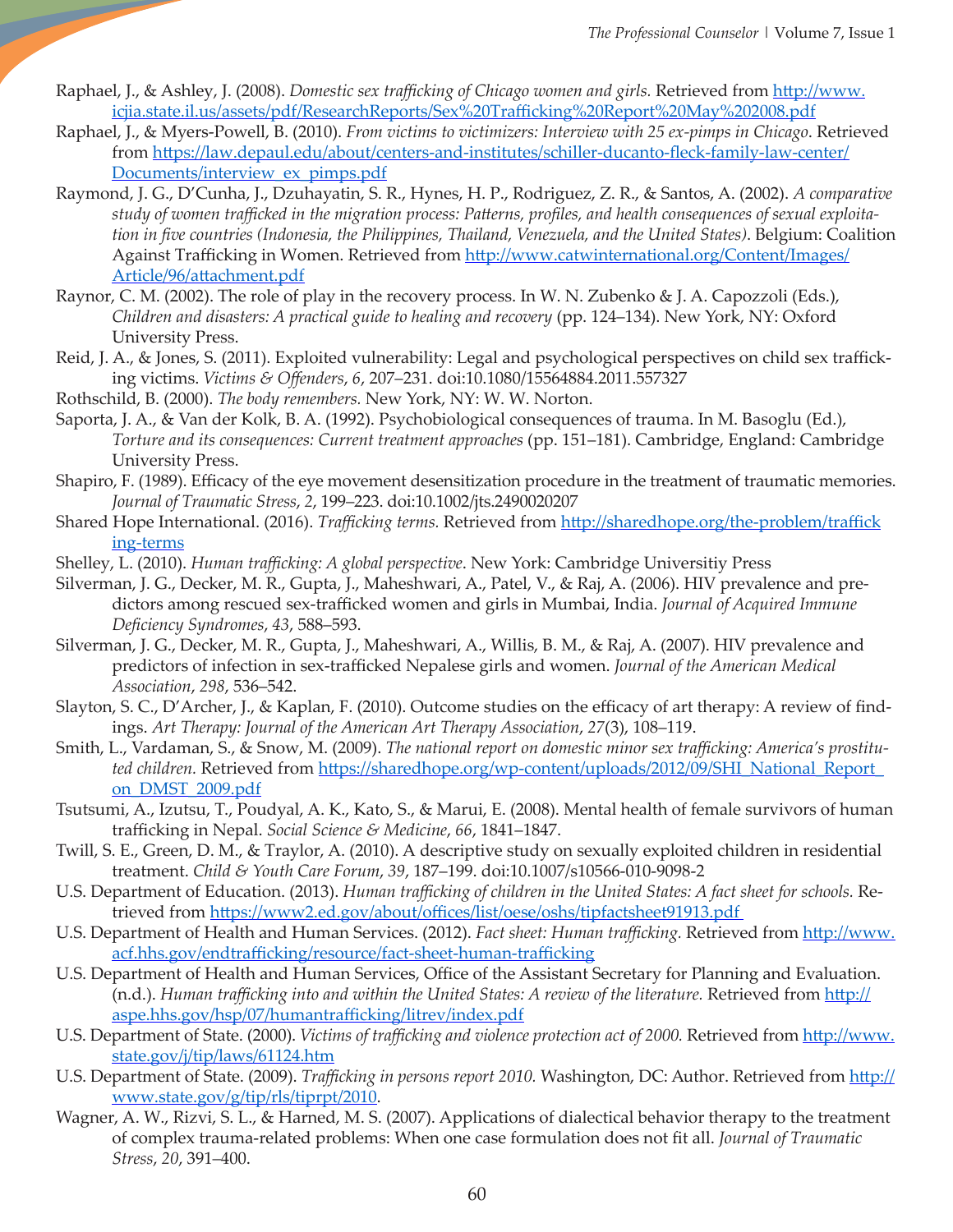Raphael, J., & Ashley, J. (2008). *Domestic sex trafficking of Chicago women and girls.* Retrieved from http://www.icjia.state.il.us/assets/pdf/ResearchReports/Sex%20Trafficking%20Report%20May%202008.pdf

Raphael, J., & Myers-Powell, B. (2010). *From victims to victimizers: Interview with 25 ex-pimps in Chicago*. Retrieved from https://law.depaul.edu/about/centers-and-institutes/schiller-ducanto-fleck-family-law-center/Documents/interview_ex_pimps.pdf

Raymond, J. G., D'Cunha, J., Dzuhayatin, S. R., Hynes, H. P., Rodriguez, Z. R., & Santos, A. (2002). *A comparative study of women trafficked in the migration process: Patterns, profiles, and health consequences of sexual exploitation in five countries (Indonesia, the Philippines, Thailand, Venezuela, and the United States)*. Belgium: Coalition Against Trafficking in Women. Retrieved from http://www.catwinternational.org/Content/Images/Article/96/attachment.pdf

Raynor, C. M. (2002). The role of play in the recovery process. In W. N. Zubenko & J. A. Capozzoli (Eds.), *Children and disasters: A practical guide to healing and recovery* (pp. 124–134). New York, NY: Oxford University Press.

Reid, J. A., & Jones, S. (2011). Exploited vulnerability: Legal and psychological perspectives on child sex trafficking victims. *Victims & Offenders*, *6*, 207–231. doi:10.1080/15564884.2011.557327

Rothschild, B. (2000). *The body remembers.* New York, NY: W. W. Norton.

Saporta, J. A., & Van der Kolk, B. A. (1992). Psychobiological consequences of trauma. In M. Basoglu (Ed.), *Torture and its consequences: Current treatment approaches* (pp. 151–181). Cambridge, England: Cambridge University Press.

Shapiro, F. (1989). Efficacy of the eye movement desensitization procedure in the treatment of traumatic memories. *Journal of Traumatic Stress*, *2*, 199–223. doi:10.1002/jts.2490020207

Shared Hope International. (2016). *Trafficking terms.* Retrieved from http://sharedhope.org/the-problem/trafficking-terms

Shelley, L. (2010). *Human trafficking: A global perspective*. New York: Cambridge Universitiy Press

Silverman, J. G., Decker, M. R., Gupta, J., Maheshwari, A., Patel, V., & Raj, A. (2006). HIV prevalence and predictors among rescued sex-trafficked women and girls in Mumbai, India. *Journal of Acquired Immune Deficiency Syndromes*, *43*, 588–593.

Silverman, J. G., Decker, M. R., Gupta, J., Maheshwari, A., Willis, B. M., & Raj, A. (2007). HIV prevalence and predictors of infection in sex-trafficked Nepalese girls and women. *Journal of the American Medical Association*, *298*, 536–542.

Slayton, S. C., D'Archer, J., & Kaplan, F. (2010). Outcome studies on the efficacy of art therapy: A review of findings. *Art Therapy: Journal of the American Art Therapy Association*, *27*(3), 108–119.

Smith, L., Vardaman, S., & Snow, M. (2009). *The national report on domestic minor sex trafficking: America's prostituted children.* Retrieved from https://sharedhope.org/wp-content/uploads/2012/09/SHI_National_Report_on_DMST_2009.pdf

Tsutsumi, A., Izutsu, T., Poudyal, A. K., Kato, S., & Marui, E. (2008). Mental health of female survivors of human trafficking in Nepal. *Social Science & Medicine*, *66*, 1841–1847.

Twill, S. E., Green, D. M., & Traylor, A. (2010). A descriptive study on sexually exploited children in residential treatment. *Child & Youth Care Forum*, *39*, 187–199. doi:10.1007/s10566-010-9098-2

U.S. Department of Education. (2013). *Human trafficking of children in the United States: A fact sheet for schools.* Retrieved from https://www2.ed.gov/about/offices/list/oese/oshs/tipfactsheet91913.pdf

U.S. Department of Health and Human Services. (2012). *Fact sheet: Human trafficking.* Retrieved from http://www.acf.hhs.gov/endtrafficking/resource/fact-sheet-human-trafficking

U.S. Department of Health and Human Services, Office of the Assistant Secretary for Planning and Evaluation. (n.d.). *Human trafficking into and within the United States: A review of the literature.* Retrieved from http://aspe.hhs.gov/hsp/07/humantrafficking/litrev/index.pdf

U.S. Department of State. (2000). *Victims of trafficking and violence protection act of 2000.* Retrieved from http://www.state.gov/j/tip/laws/61124.htm

U.S. Department of State. (2009). *Trafficking in persons report 2010.* Washington, DC: Author. Retrieved from http://www.state.gov/g/tip/rls/tiprpt/2010.

Wagner, A. W., Rizvi, S. L., & Harned, M. S. (2007). Applications of dialectical behavior therapy to the treatment of complex trauma-related problems: When one case formulation does not fit all. *Journal of Traumatic Stress*, *20*, 391–400.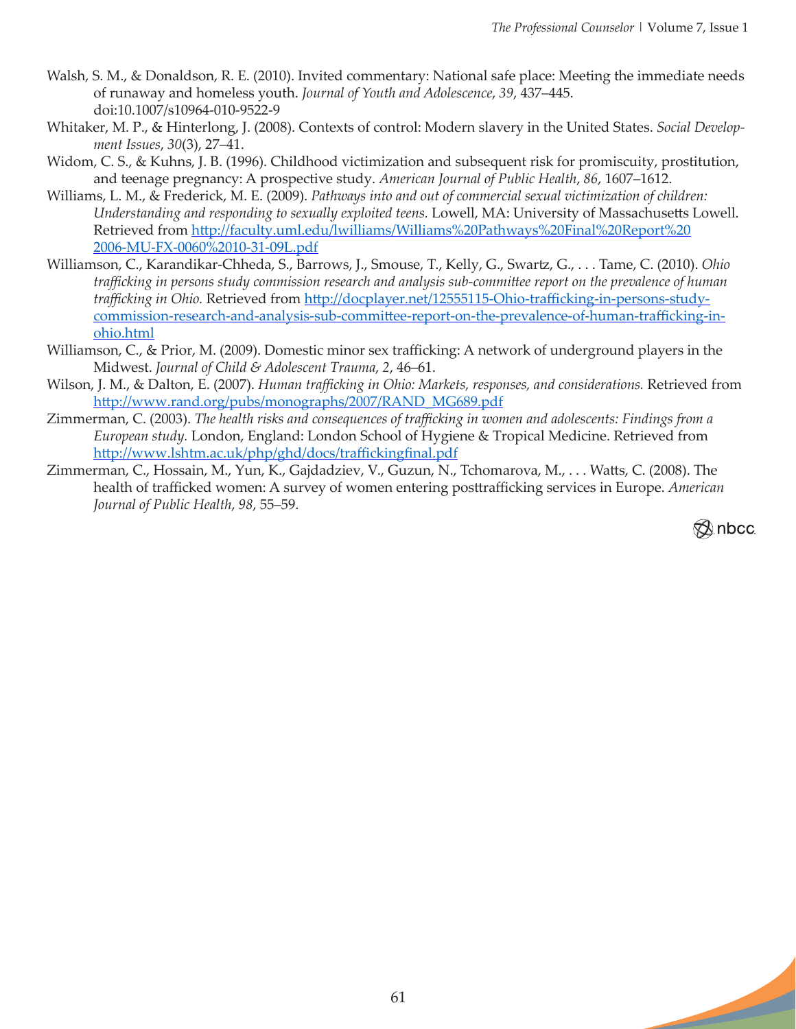Walsh, S. M., & Donaldson, R. E. (2010). Invited commentary: National safe place: Meeting the immediate needs of runaway and homeless youth. *Journal of Youth and Adolescence*, *39*, 437–445. doi:10.1007/s10964-010-9522-9

Whitaker, M. P., & Hinterlong, J. (2008). Contexts of control: Modern slavery in the United States. *Social Development Issues*, *30*(3), 27–41.

Widom, C. S., & Kuhns, J. B. (1996). Childhood victimization and subsequent risk for promiscuity, prostitution, and teenage pregnancy: A prospective study. *American Journal of Public Health*, *86*, 1607–1612.

Williams, L. M., & Frederick, M. E. (2009). *Pathways into and out of commercial sexual victimization of children: Understanding and responding to sexually exploited teens.* Lowell, MA: University of Massachusetts Lowell. Retrieved from http://faculty.uml.edu/lwilliams/Williams%20Pathways%20Final%20Report%202006-MU-FX-0060%2010-31-09L.pdf

Williamson, C., Karandikar-Chheda, S., Barrows, J., Smouse, T., Kelly, G., Swartz, G., . . . Tame, C. (2010). *Ohio trafficking in persons study commission research and analysis sub-committee report on the prevalence of human trafficking in Ohio.* Retrieved from http://docplayer.net/12555115-Ohio-trafficking-in-persons-study-commission-research-and-analysis-sub-committee-report-on-the-prevalence-of-human-trafficking-in-ohio.html

Williamson, C., & Prior, M. (2009). Domestic minor sex trafficking: A network of underground players in the Midwest. *Journal of Child & Adolescent Trauma*, *2*, 46–61.

Wilson, J. M., & Dalton, E. (2007). *Human trafficking in Ohio: Markets, responses, and considerations.* Retrieved from http://www.rand.org/pubs/monographs/2007/RAND_MG689.pdf

Zimmerman, C. (2003). *The health risks and consequences of trafficking in women and adolescents: Findings from a European study.* London, England: London School of Hygiene & Tropical Medicine. Retrieved from http://www.lshtm.ac.uk/php/ghd/docs/traffickingfinal.pdf

Zimmerman, C., Hossain, M., Yun, K., Gajdadziev, V., Guzun, N., Tchomarova, M., . . . Watts, C. (2008). The health of trafficked women: A survey of women entering posttrafficking services in Europe. *American Journal of Public Health*, *98*, 55–59.